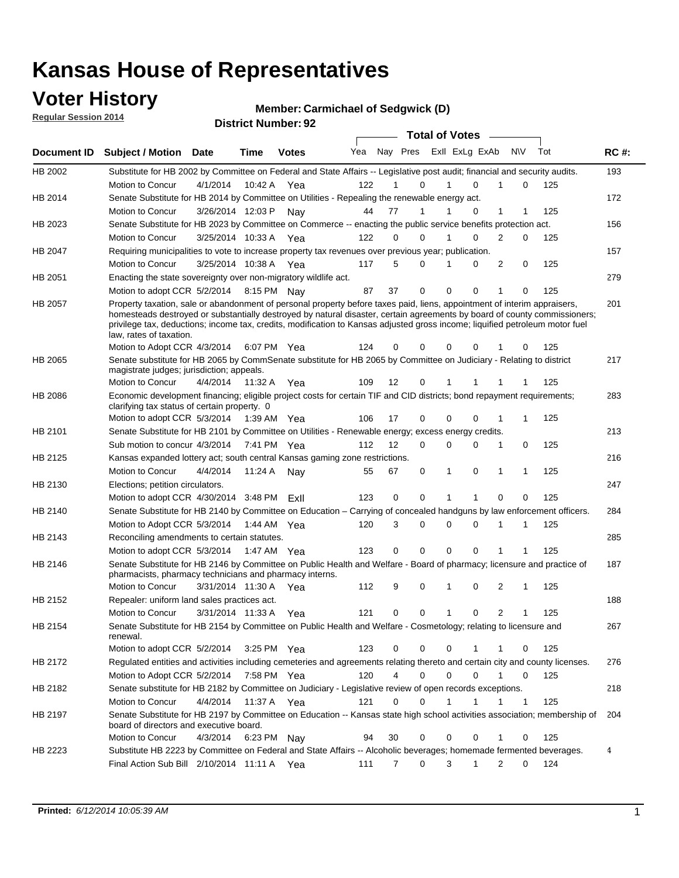# Kansas House of Representatives

## Voter History

**Regular Session 2014**

**Member: Carmichael of Sedgwick (D)**

**District Number: 92**

| Document ID | Subject / Motion | Date | Time | Votes | Yea | Nay | Pres | ExII | ExLg | ExAb | N\V | Tot | RC #: |
|---|---|---|---|---|---|---|---|---|---|---|---|---|---|
| HB 2002 | Substitute for HB 2002 by Committee on Federal and State Affairs -- Legislative post audit; financial and security audits. | | | | | | | | | | | | 193 |
| | Motion to Concur | 4/1/2014 | 10:42 A | Yea | 122 | 1 | 0 | 1 | 0 | 1 | 0 | 125 | |
| HB 2014 | Senate Substitute for HB 2014 by Committee on Utilities - Repealing the renewable energy act. | | | | | | | | | | | | 172 |
| | Motion to Concur | 3/26/2014 | 12:03 P | Nay | 44 | 77 | 1 | 1 | 0 | 1 | 1 | 125 | |
| HB 2023 | Senate Substitute for HB 2023 by Committee on Commerce -- enacting the public service benefits protection act. | | | | | | | | | | | | 156 |
| | Motion to Concur | 3/25/2014 | 10:33 A | Yea | 122 | 0 | 0 | 1 | 0 | 2 | 0 | 125 | |
| HB 2047 | Requiring municipalities to vote to increase property tax revenues over previous year; publication. | | | | | | | | | | | | 157 |
| | Motion to Concur | 3/25/2014 | 10:38 A | Yea | 117 | 5 | 0 | 1 | 0 | 2 | 0 | 125 | |
| HB 2051 | Enacting the state sovereignty over non-migratory wildlife act. | | | | | | | | | | | | 279 |
| | Motion to adopt CCR | 5/2/2014 | 8:15 PM | Nay | 87 | 37 | 0 | 0 | 0 | 1 | 0 | 125 | |
| HB 2057 | Property taxation, sale or abandonment of personal property before taxes paid, liens, appointment of interim appraisers, homesteads destroyed or substantially destroyed by natural disaster, certain agreements by board of county commissioners; privilege tax, deductions; income tax, credits, modification to Kansas adjusted gross income; liquified petroleum motor fuel law, rates of taxation. | | | | | | | | | | | | 201 |
| | Motion to Adopt CCR | 4/3/2014 | 6:07 PM | Yea | 124 | 0 | 0 | 0 | 0 | 1 | 0 | 125 | |
| HB 2065 | Senate substitute for HB 2065 by CommSenate substitute for HB 2065 by Committee on Judiciary - Relating to district magistrate judges; jurisdiction; appeals. | | | | | | | | | | | | 217 |
| | Motion to Concur | 4/4/2014 | 11:32 A | Yea | 109 | 12 | 0 | 1 | 1 | 1 | 1 | 125 | |
| HB 2086 | Economic development financing; eligible project costs for certain TIF and CID districts; bond repayment requirements; clarifying tax status of certain property. 0 | | | | | | | | | | | | 283 |
| | Motion to adopt CCR | 5/3/2014 | 1:39 AM | Yea | 106 | 17 | 0 | 0 | 0 | 1 | 1 | 125 | |
| HB 2101 | Senate Substitute for HB 2101 by Committee on Utilities - Renewable energy; excess energy credits. | | | | | | | | | | | | 213 |
| | Sub motion to concur | 4/3/2014 | 7:41 PM | Yea | 112 | 12 | 0 | 0 | 0 | 1 | 0 | 125 | |
| HB 2125 | Kansas expanded lottery act; south central Kansas gaming zone restrictions. | | | | | | | | | | | | 216 |
| | Motion to Concur | 4/4/2014 | 11:24 A | Nay | 55 | 67 | 0 | 1 | 0 | 1 | 1 | 125 | |
| HB 2130 | Elections; petition circulators. | | | | | | | | | | | | 247 |
| | Motion to adopt CCR | 4/30/2014 | 3:48 PM | ExII | 123 | 0 | 0 | 1 | 1 | 0 | 0 | 125 | |
| HB 2140 | Senate Substitute for HB 2140 by Committee on Education – Carrying of concealed handguns by law enforcement officers. | | | | | | | | | | | | 284 |
| | Motion to Adopt CCR | 5/3/2014 | 1:44 AM | Yea | 120 | 3 | 0 | 0 | 0 | 1 | 1 | 125 | |
| HB 2143 | Reconciling amendments to certain statutes. | | | | | | | | | | | | 285 |
| | Motion to adopt CCR | 5/3/2014 | 1:47 AM | Yea | 123 | 0 | 0 | 0 | 0 | 1 | 1 | 125 | |
| HB 2146 | Senate Substitute for HB 2146 by Committee on Public Health and Welfare - Board of pharmacy; licensure and practice of pharmacists, pharmacy technicians and pharmacy interns. | | | | | | | | | | | | 187 |
| | Motion to Concur | 3/31/2014 | 11:30 A | Yea | 112 | 9 | 0 | 1 | 0 | 2 | 1 | 125 | |
| HB 2152 | Repealer: uniform land sales practices act. | | | | | | | | | | | | 188 |
| | Motion to Concur | 3/31/2014 | 11:33 A | Yea | 121 | 0 | 0 | 1 | 0 | 2 | 1 | 125 | |
| HB 2154 | Senate Substitute for HB 2154 by Committee on Public Health and Welfare - Cosmetology; relating to licensure and renewal. | | | | | | | | | | | | 267 |
| | Motion to adopt CCR | 5/2/2014 | 3:25 PM | Yea | 123 | 0 | 0 | 0 | 1 | 1 | 0 | 125 | |
| HB 2172 | Regulated entities and activities including cemeteries and agreements relating thereto and certain city and county licenses. | | | | | | | | | | | | 276 |
| | Motion to Adopt CCR | 5/2/2014 | 7:58 PM | Yea | 120 | 4 | 0 | 0 | 0 | 1 | 0 | 125 | |
| HB 2182 | Senate substitute for HB 2182 by Committee on Judiciary - Legislative review of open records exceptions. | | | | | | | | | | | | 218 |
| | Motion to Concur | 4/4/2014 | 11:37 A | Yea | 121 | 0 | 0 | 1 | 1 | 1 | 1 | 125 | |
| HB 2197 | Senate Substitute for HB 2197 by Committee on Education -- Kansas state high school activities association; membership of board of directors and executive board. | | | | | | | | | | | | 204 |
| | Motion to Concur | 4/3/2014 | 6:23 PM | Nay | 94 | 30 | 0 | 0 | 0 | 1 | 0 | 125 | |
| HB 2223 | Substitute HB 2223 by Committee on Federal and State Affairs -- Alcoholic beverages; homemade fermented beverages. | | | | | | | | | | | | 4 |
| | Final Action Sub Bill | 2/10/2014 | 11:11 A | Yea | 111 | 7 | 0 | 3 | 1 | 2 | 0 | 124 | |

**Printed:** *6/12/2014 10:05:39 AM*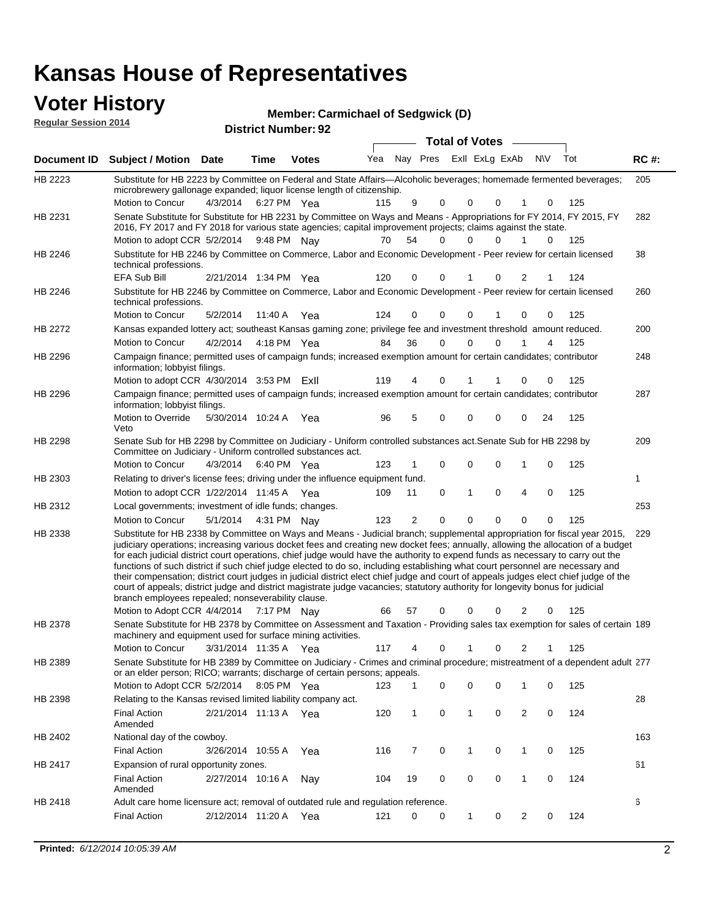# Kansas House of Representatives

## Voter History

**Regular Session 2014**

**Member: Carmichael of Sedgwick (D)**

**District Number: 92**

| Document ID | Subject / Motion | Date | Time | Votes | Yea | Nay | Pres | ExII | ExLg | ExAb | N\V | Tot | RC #: |
|---|---|---|---|---|---|---|---|---|---|---|---|---|---|
| HB 2223 | Substitute for HB 2223 by Committee on Federal and State Affairs—Alcoholic beverages; homemade fermented beverages; microbrewery gallonage expanded; liquor license length of citizenship. | | | | | | | | | | | | 205 |
| | Motion to Concur | 4/3/2014 | 6:27 PM | Yea | 115 | 9 | 0 | 0 | 0 | 1 | 0 | 125 | |
| HB 2231 | Senate Substitute for Substitute for HB 2231 by Committee on Ways and Means - Appropriations for FY 2014, FY 2015, FY 2016, FY 2017 and FY 2018 for various state agencies; capital improvement projects; claims against the state. | | | | | | | | | | | | 282 |
| | Motion to adopt CCR | 5/2/2014 | 9:48 PM | Nay | 70 | 54 | 0 | 0 | 0 | 1 | 0 | 125 | |
| HB 2246 | Substitute for HB 2246 by Committee on Commerce, Labor and Economic Development - Peer review for certain licensed technical professions. | | | | | | | | | | | | 38 |
| | EFA Sub Bill | 2/21/2014 | 1:34 PM | Yea | 120 | 0 | 0 | 1 | 0 | 2 | 1 | 124 | |
| HB 2246 | Substitute for HB 2246 by Committee on Commerce, Labor and Economic Development - Peer review for certain licensed technical professions. | | | | | | | | | | | | 260 |
| | Motion to Concur | 5/2/2014 | 11:40 A | Yea | 124 | 0 | 0 | 0 | 1 | 0 | 0 | 125 | |
| HB 2272 | Kansas expanded lottery act; southeast Kansas gaming zone; privilege fee and investment threshold amount reduced. | | | | | | | | | | | | 200 |
| | Motion to Concur | 4/2/2014 | 4:18 PM | Yea | 84 | 36 | 0 | 0 | 0 | 1 | 4 | 125 | |
| HB 2296 | Campaign finance; permitted uses of campaign funds; increased exemption amount for certain candidates; contributor information; lobbyist filings. | | | | | | | | | | | | 248 |
| | Motion to adopt CCR | 4/30/2014 | 3:53 PM | ExII | 119 | 4 | 0 | 1 | 1 | 0 | 0 | 125 | |
| HB 2296 | Campaign finance; permitted uses of campaign funds; increased exemption amount for certain candidates; contributor information; lobbyist filings. | | | | | | | | | | | | 287 |
| | Motion to Override Veto | 5/30/2014 | 10:24 A | Yea | 96 | 5 | 0 | 0 | 0 | 0 | 24 | 125 | |
| HB 2298 | Senate Sub for HB 2298 by Committee on Judiciary - Uniform controlled substances act.Senate Sub for HB 2298 by Committee on Judiciary - Uniform controlled substances act. | | | | | | | | | | | | 209 |
| | Motion to Concur | 4/3/2014 | 6:40 PM | Yea | 123 | 1 | 0 | 0 | 0 | 1 | 0 | 125 | |
| HB 2303 | Relating to driver's license fees; driving under the influence equipment fund. | | | | | | | | | | | | 1 |
| | Motion to adopt CCR | 1/22/2014 | 11:45 A | Yea | 109 | 11 | 0 | 1 | 0 | 4 | 0 | 125 | |
| HB 2312 | Local governments; investment of idle funds; changes. | | | | | | | | | | | | 253 |
| | Motion to Concur | 5/1/2014 | 4:31 PM | Nay | 123 | 2 | 0 | 0 | 0 | 0 | 0 | 125 | |
| HB 2338 | Substitute for HB 2338 by Committee on Ways and Means - Judicial branch; supplemental appropriation for fiscal year 2015, judiciary operations; increasing various docket fees and creating new docket fees; annually, allowing the allocation of a budget for each judicial district court operations, chief judge would have the authority to expend funds as necessary to carry out the functions of such district if such chief judge elected to do so, including establishing what court personnel are necessary and their compensation; district court judges in judicial district elect chief judge and court of appeals judges elect chief judge of the court of appeals; district judge and district magistrate judge vacancies; statutory authority for longevity bonus for judicial branch employees repealed; nonseverability clause. | | | | | | | | | | | | 229 |
| | Motion to Adopt CCR | 4/4/2014 | 7:17 PM | Nay | 66 | 57 | 0 | 0 | 0 | 2 | 0 | 125 | |
| HB 2378 | Senate Substitute for HB 2378 by Committee on Assessment and Taxation - Providing sales tax exemption for sales of certain machinery and equipment used for surface mining activities. | | | | | | | | | | | | 189 |
| | Motion to Concur | 3/31/2014 | 11:35 A | Yea | 117 | 4 | 0 | 1 | 0 | 2 | 1 | 125 | |
| HB 2389 | Senate Substitute for HB 2389 by Committee on Judiciary - Crimes and criminal procedure; mistreatment of a dependent adult or an elder person; RICO; warrants; discharge of certain persons; appeals. | | | | | | | | | | | | 277 |
| | Motion to Adopt CCR | 5/2/2014 | 8:05 PM | Yea | 123 | 1 | 0 | 0 | 0 | 1 | 0 | 125 | |
| HB 2398 | Relating to the Kansas revised limited liability company act. | | | | | | | | | | | | 28 |
| | Final Action Amended | 2/21/2014 | 11:13 A | Yea | 120 | 1 | 0 | 1 | 0 | 2 | 0 | 124 | |
| HB 2402 | National day of the cowboy. | | | | | | | | | | | | 163 |
| | Final Action | 3/26/2014 | 10:55 A | Yea | 116 | 7 | 0 | 1 | 0 | 1 | 0 | 125 | |
| HB 2417 | Expansion of rural opportunity zones. | | | | | | | | | | | | 61 |
| | Final Action Amended | 2/27/2014 | 10:16 A | Nay | 104 | 19 | 0 | 0 | 0 | 1 | 0 | 124 | |
| HB 2418 | Adult care home licensure act; removal of outdated rule and regulation reference. | | | | | | | | | | | | 6 |
| | Final Action | 2/12/2014 | 11:20 A | Yea | 121 | 0 | 0 | 1 | 0 | 2 | 0 | 124 | |

**Printed:** *6/12/2014 10:05:39 AM*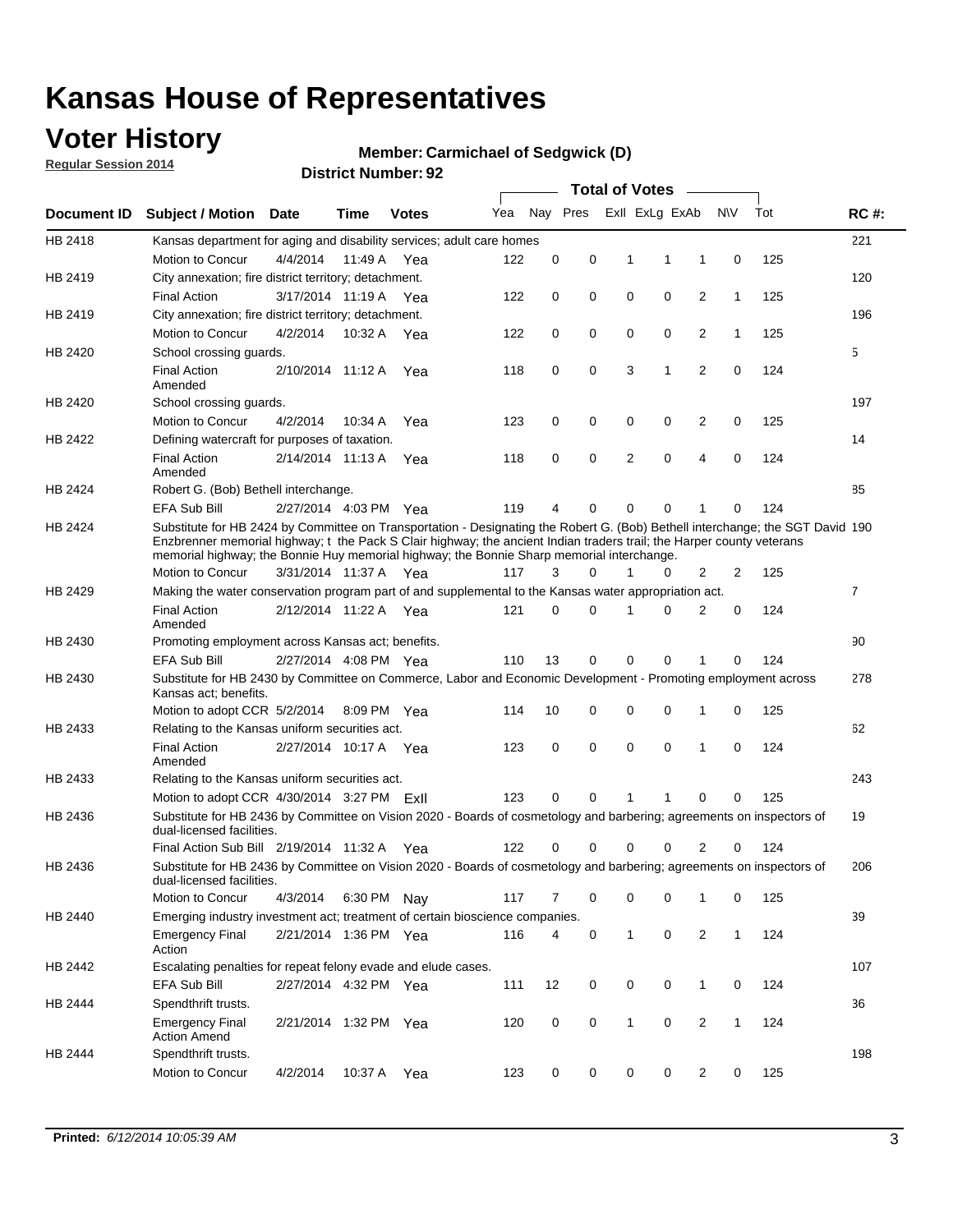# Kansas House of Representatives

## Voter History

**Regular Session 2014**

**Member: Carmichael of Sedgwick (D)**

**District Number: 92**

| Document ID | Subject / Motion | Date | Time | Votes | Yea | Nay | Pres | ExII | ExLg | ExAb | N\V | Tot | RC #: |
|---|---|---|---|---|---|---|---|---|---|---|---|---|---|
| HB 2418 | Kansas department for aging and disability services; adult care homes | | | | | | | | | | | | 221 |
| | Motion to Concur | 4/4/2014 | 11:49 A | Yea | 122 | 0 | 0 | 1 | 1 | 1 | 0 | 125 | |
| HB 2419 | City annexation; fire district territory; detachment. | | | | | | | | | | | | 120 |
| | Final Action | 3/17/2014 | 11:19 A | Yea | 122 | 0 | 0 | 0 | 0 | 2 | 1 | 125 | |
| HB 2419 | City annexation; fire district territory; detachment. | | | | | | | | | | | | 196 |
| | Motion to Concur | 4/2/2014 | 10:32 A | Yea | 122 | 0 | 0 | 0 | 0 | 2 | 1 | 125 | |
| HB 2420 | School crossing guards. | | | | | | | | | | | | 5 |
| | Final Action Amended | 2/10/2014 | 11:12 A | Yea | 118 | 0 | 0 | 3 | 1 | 2 | 0 | 124 | |
| HB 2420 | School crossing guards. | | | | | | | | | | | | 197 |
| | Motion to Concur | 4/2/2014 | 10:34 A | Yea | 123 | 0 | 0 | 0 | 0 | 2 | 0 | 125 | |
| HB 2422 | Defining watercraft for purposes of taxation. | | | | | | | | | | | | 14 |
| | Final Action Amended | 2/14/2014 | 11:13 A | Yea | 118 | 0 | 0 | 2 | 0 | 4 | 0 | 124 | |
| HB 2424 | Robert G. (Bob) Bethell interchange. | | | | | | | | | | | | 85 |
| | EFA Sub Bill | 2/27/2014 | 4:03 PM | Yea | 119 | 4 | 0 | 0 | 0 | 1 | 0 | 124 | |
| HB 2424 | Substitute for HB 2424 by Committee on Transportation - Designating the Robert G. (Bob) Bethell interchange; the SGT David Enzbrenner memorial highway; t the Pack S Clair highway; the ancient Indian traders trail; the Harper county veterans memorial highway; the Bonnie Huy memorial highway; the Bonnie Sharp memorial interchange. | | | | | | | | | | | | 190 |
| | Motion to Concur | 3/31/2014 | 11:37 A | Yea | 117 | 3 | 0 | 1 | 0 | 2 | 2 | 125 | |
| HB 2429 | Making the water conservation program part of and supplemental to the Kansas water appropriation act. | | | | | | | | | | | | 7 |
| | Final Action Amended | 2/12/2014 | 11:22 A | Yea | 121 | 0 | 0 | 1 | 0 | 2 | 0 | 124 | |
| HB 2430 | Promoting employment across Kansas act; benefits. | | | | | | | | | | | | 90 |
| | EFA Sub Bill | 2/27/2014 | 4:08 PM | Yea | 110 | 13 | 0 | 0 | 0 | 1 | 0 | 124 | |
| HB 2430 | Substitute for HB 2430 by Committee on Commerce, Labor and Economic Development - Promoting employment across Kansas act; benefits. | | | | | | | | | | | | 278 |
| | Motion to adopt CCR | 5/2/2014 | 8:09 PM | Yea | 114 | 10 | 0 | 0 | 0 | 1 | 0 | 125 | |
| HB 2433 | Relating to the Kansas uniform securities act. | | | | | | | | | | | | 62 |
| | Final Action Amended | 2/27/2014 | 10:17 A | Yea | 123 | 0 | 0 | 0 | 0 | 1 | 0 | 124 | |
| HB 2433 | Relating to the Kansas uniform securities act. | | | | | | | | | | | | 243 |
| | Motion to adopt CCR | 4/30/2014 | 3:27 PM | ExII | 123 | 0 | 0 | 1 | 1 | 0 | 0 | 125 | |
| HB 2436 | Substitute for HB 2436 by Committee on Vision 2020 - Boards of cosmetology and barbering; agreements on inspectors of dual-licensed facilities. | | | | | | | | | | | | 19 |
| | Final Action Sub Bill | 2/19/2014 | 11:32 A | Yea | 122 | 0 | 0 | 0 | 0 | 2 | 0 | 124 | |
| HB 2436 | Substitute for HB 2436 by Committee on Vision 2020 - Boards of cosmetology and barbering; agreements on inspectors of dual-licensed facilities. | | | | | | | | | | | | 206 |
| | Motion to Concur | 4/3/2014 | 6:30 PM | Nay | 117 | 7 | 0 | 0 | 0 | 1 | 0 | 125 | |
| HB 2440 | Emerging industry investment act; treatment of certain bioscience companies. | | | | | | | | | | | | 39 |
| | Emergency Final Action | 2/21/2014 | 1:36 PM | Yea | 116 | 4 | 0 | 1 | 0 | 2 | 1 | 124 | |
| HB 2442 | Escalating penalties for repeat felony evade and elude cases. | | | | | | | | | | | | 107 |
| | EFA Sub Bill | 2/27/2014 | 4:32 PM | Yea | 111 | 12 | 0 | 0 | 0 | 1 | 0 | 124 | |
| HB 2444 | Spendthrift trusts. | | | | | | | | | | | | 36 |
| | Emergency Final Action Amend | 2/21/2014 | 1:32 PM | Yea | 120 | 0 | 0 | 1 | 0 | 2 | 1 | 124 | |
| HB 2444 | Spendthrift trusts. | | | | | | | | | | | | 198 |
| | Motion to Concur | 4/2/2014 | 10:37 A | Yea | 123 | 0 | 0 | 0 | 0 | 2 | 0 | 125 | |

**Printed:** *6/12/2014 10:05:39 AM*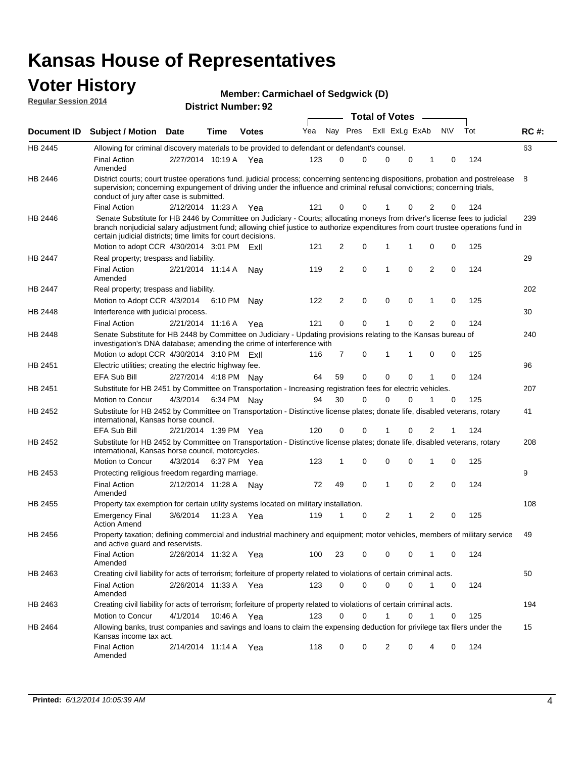# Kansas House of Representatives

## Voter History

**Regular Session 2014**

**Member: Carmichael of Sedgwick (D)**

**District Number: 92**

| Document ID | Subject / Motion | Date | Time | Votes | Yea | Nay | Pres | ExII | ExLg | ExAb | N\V | Tot | RC #: |
|---|---|---|---|---|---|---|---|---|---|---|---|---|---|
| HB 2445 | Allowing for criminal discovery materials to be provided to defendant or defendant's counsel. | | | | | | | | | | | | 63 |
| | Final Action Amended | 2/27/2014 | 10:19 A | Yea | 123 | 0 | 0 | 0 | 0 | 1 | 0 | 124 | |
| HB 2446 | District courts; court trustee operations fund. judicial process; concerning sentencing dispositions, probation and postrelease supervision; concerning expungement of driving under the influence and criminal refusal convictions; concerning trials, conduct of jury after case is submitted. | | | | | | | | | | | | 8 |
| | Final Action | 2/12/2014 | 11:23 A | Yea | 121 | 0 | 0 | 1 | 0 | 2 | 0 | 124 | |
| HB 2446 | Senate Substitute for HB 2446 by Committee on Judiciary - Courts; allocating moneys from driver's license fees to judicial branch nonjudicial salary adjustment fund; allowing chief justice to authorize expenditures from court trustee operations fund in certain judicial districts; time limits for court decisions. | | | | | | | | | | | | 239 |
| | Motion to adopt CCR | 4/30/2014 | 3:01 PM | ExII | 121 | 2 | 0 | 1 | 1 | 0 | 0 | 125 | |
| HB 2447 | Real property; trespass and liability. | | | | | | | | | | | | 29 |
| | Final Action Amended | 2/21/2014 | 11:14 A | Nay | 119 | 2 | 0 | 1 | 0 | 2 | 0 | 124 | |
| HB 2447 | Real property; trespass and liability. | | | | | | | | | | | | 202 |
| | Motion to Adopt CCR | 4/3/2014 | 6:10 PM | Nay | 122 | 2 | 0 | 0 | 0 | 1 | 0 | 125 | |
| HB 2448 | Interference with judicial process. | | | | | | | | | | | | 30 |
| | Final Action | 2/21/2014 | 11:16 A | Yea | 121 | 0 | 0 | 1 | 0 | 2 | 0 | 124 | |
| HB 2448 | Senate Substitute for HB 2448 by Committee on Judiciary - Updating provisions relating to the Kansas bureau of investigation's DNA database; amending the crime of interference with | | | | | | | | | | | | 240 |
| | Motion to adopt CCR | 4/30/2014 | 3:10 PM | ExII | 116 | 7 | 0 | 1 | 1 | 0 | 0 | 125 | |
| HB 2451 | Electric utilities; creating the electric highway fee. | | | | | | | | | | | | 96 |
| | EFA Sub Bill | 2/27/2014 | 4:18 PM | Nay | 64 | 59 | 0 | 0 | 0 | 1 | 0 | 124 | |
| HB 2451 | Substitute for HB 2451 by Committee on Transportation - Increasing registration fees for electric vehicles. | | | | | | | | | | | | 207 |
| | Motion to Concur | 4/3/2014 | 6:34 PM | Nay | 94 | 30 | 0 | 0 | 0 | 1 | 0 | 125 | |
| HB 2452 | Substitute for HB 2452 by Committee on Transportation - Distinctive license plates; donate life, disabled veterans, rotary international, Kansas horse council. | | | | | | | | | | | | 41 |
| | EFA Sub Bill | 2/21/2014 | 1:39 PM | Yea | 120 | 0 | 0 | 1 | 0 | 2 | 1 | 124 | |
| HB 2452 | Substitute for HB 2452 by Committee on Transportation - Distinctive license plates; donate life, disabled veterans, rotary international, Kansas horse council, motorcycles. | | | | | | | | | | | | 208 |
| | Motion to Concur | 4/3/2014 | 6:37 PM | Yea | 123 | 1 | 0 | 0 | 0 | 1 | 0 | 125 | |
| HB 2453 | Protecting religious freedom regarding marriage. | | | | | | | | | | | | 9 |
| | Final Action Amended | 2/12/2014 | 11:28 A | Nay | 72 | 49 | 0 | 1 | 0 | 2 | 0 | 124 | |
| HB 2455 | Property tax exemption for certain utility systems located on military installation. | | | | | | | | | | | | 108 |
| | Emergency Final Action Amend | 3/6/2014 | 11:23 A | Yea | 119 | 1 | 0 | 2 | 1 | 2 | 0 | 125 | |
| HB 2456 | Property taxation; defining commercial and industrial machinery and equipment; motor vehicles, members of military service and active guard and reservists. | | | | | | | | | | | | 49 |
| | Final Action Amended | 2/26/2014 | 11:32 A | Yea | 100 | 23 | 0 | 0 | 0 | 1 | 0 | 124 | |
| HB 2463 | Creating civil liability for acts of terrorism; forfeiture of property related to violations of certain criminal acts. | | | | | | | | | | | | 50 |
| | Final Action Amended | 2/26/2014 | 11:33 A | Yea | 123 | 0 | 0 | 0 | 0 | 1 | 0 | 124 | |
| HB 2463 | Creating civil liability for acts of terrorism; forfeiture of property related to violations of certain criminal acts. | | | | | | | | | | | | 194 |
| | Motion to Concur | 4/1/2014 | 10:46 A | Yea | 123 | 0 | 0 | 1 | 0 | 1 | 0 | 125 | |
| HB 2464 | Allowing banks, trust companies and savings and loans to claim the expensing deduction for privilege tax filers under the Kansas income tax act. | | | | | | | | | | | | 15 |
| | Final Action Amended | 2/14/2014 | 11:14 A | Yea | 118 | 0 | 0 | 2 | 0 | 4 | 0 | 124 | |

**Printed:** *6/12/2014 10:05:39 AM*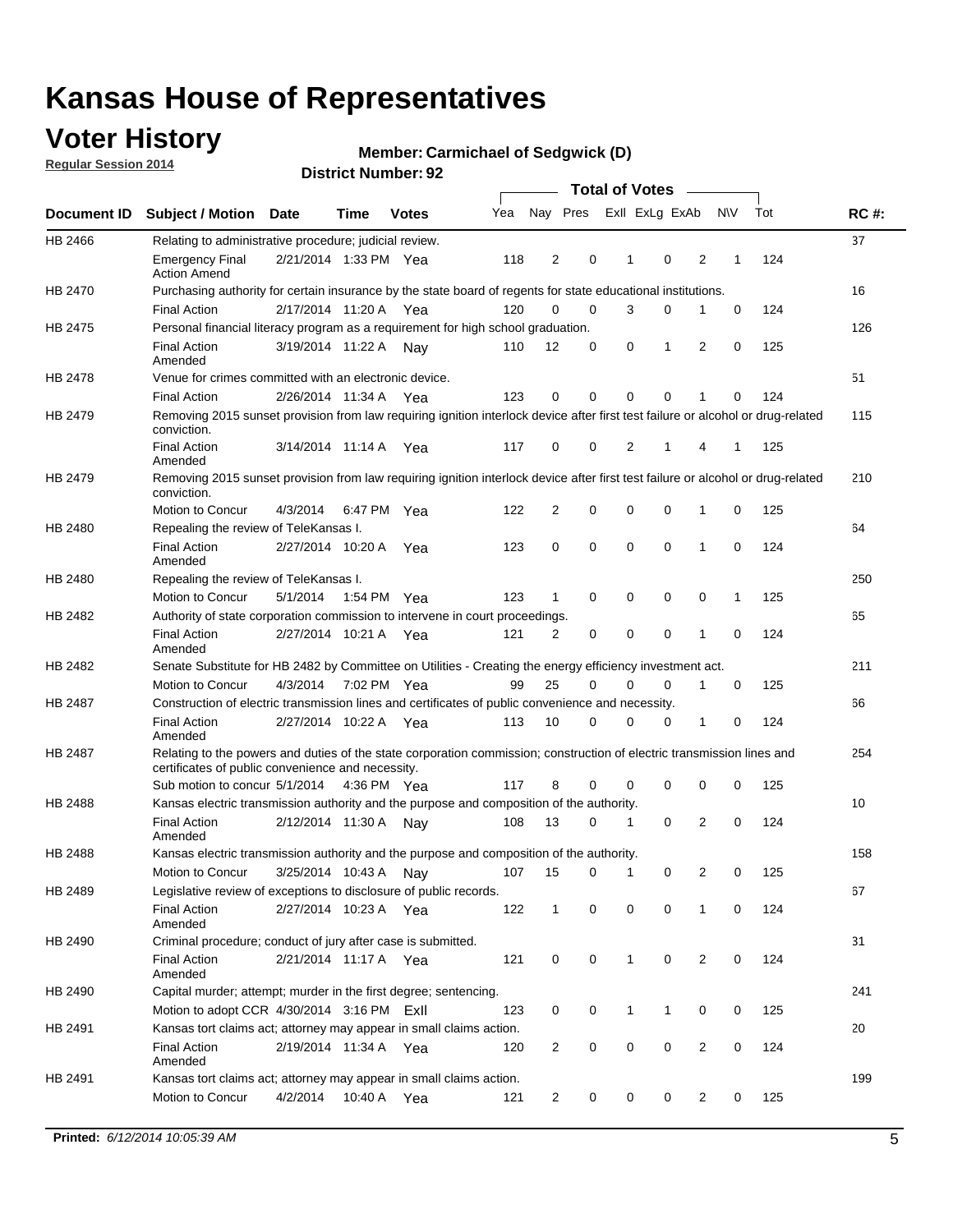# Kansas House of Representatives

## Voter History

**Regular Session 2014**

**Member: Carmichael of Sedgwick (D)**

**District Number: 92**

| Document ID | Subject / Motion | Date | Time | Votes | Yea | Nay | Pres | ExII | ExLg | ExAb | N\V | Tot | RC #: |
|---|---|---|---|---|---|---|---|---|---|---|---|---|---|
| HB 2466 | Relating to administrative procedure; judicial review. | | | | | | | | | | | | 37 |
| | Emergency Final Action Amend | 2/21/2014 | 1:33 PM | Yea | 118 | 2 | 0 | 1 | 0 | 2 | 1 | 124 | |
| HB 2470 | Purchasing authority for certain insurance by the state board of regents for state educational institutions. | | | | | | | | | | | | 16 |
| | Final Action | 2/17/2014 | 11:20 A | Yea | 120 | 0 | 0 | 3 | 0 | 1 | 0 | 124 | |
| HB 2475 | Personal financial literacy program as a requirement for high school graduation. | | | | | | | | | | | | 126 |
| | Final Action Amended | 3/19/2014 | 11:22 A | Nay | 110 | 12 | 0 | 0 | 1 | 2 | 0 | 125 | |
| HB 2478 | Venue for crimes committed with an electronic device. | | | | | | | | | | | | 51 |
| | Final Action | 2/26/2014 | 11:34 A | Yea | 123 | 0 | 0 | 0 | 0 | 1 | 0 | 124 | |
| HB 2479 | Removing 2015 sunset provision from law requiring ignition interlock device after first test failure or alcohol or drug-related conviction. | | | | | | | | | | | | 115 |
| | Final Action Amended | 3/14/2014 | 11:14 A | Yea | 117 | 0 | 0 | 2 | 1 | 4 | 1 | 125 | |
| HB 2479 | Removing 2015 sunset provision from law requiring ignition interlock device after first test failure or alcohol or drug-related conviction. | | | | | | | | | | | | 210 |
| | Motion to Concur | 4/3/2014 | 6:47 PM | Yea | 122 | 2 | 0 | 0 | 0 | 1 | 0 | 125 | |
| HB 2480 | Repealing the review of TeleKansas I. | | | | | | | | | | | | 64 |
| | Final Action Amended | 2/27/2014 | 10:20 A | Yea | 123 | 0 | 0 | 0 | 0 | 1 | 0 | 124 | |
| HB 2480 | Repealing the review of TeleKansas I. | | | | | | | | | | | | 250 |
| | Motion to Concur | 5/1/2014 | 1:54 PM | Yea | 123 | 1 | 0 | 0 | 0 | 0 | 1 | 125 | |
| HB 2482 | Authority of state corporation commission to intervene in court proceedings. | | | | | | | | | | | | 65 |
| | Final Action Amended | 2/27/2014 | 10:21 A | Yea | 121 | 2 | 0 | 0 | 0 | 1 | 0 | 124 | |
| HB 2482 | Senate Substitute for HB 2482 by Committee on Utilities - Creating the energy efficiency investment act. | | | | | | | | | | | | 211 |
| | Motion to Concur | 4/3/2014 | 7:02 PM | Yea | 99 | 25 | 0 | 0 | 0 | 1 | 0 | 125 | |
| HB 2487 | Construction of electric transmission lines and certificates of public convenience and necessity. | | | | | | | | | | | | 66 |
| | Final Action Amended | 2/27/2014 | 10:22 A | Yea | 113 | 10 | 0 | 0 | 0 | 1 | 0 | 124 | |
| HB 2487 | Relating to the powers and duties of the state corporation commission; construction of electric transmission lines and certificates of public convenience and necessity. | | | | | | | | | | | | 254 |
| | Sub motion to concur | 5/1/2014 | 4:36 PM | Yea | 117 | 8 | 0 | 0 | 0 | 0 | 0 | 125 | |
| HB 2488 | Kansas electric transmission authority and the purpose and composition of the authority. | | | | | | | | | | | | 10 |
| | Final Action Amended | 2/12/2014 | 11:30 A | Nay | 108 | 13 | 0 | 1 | 0 | 2 | 0 | 124 | |
| HB 2488 | Kansas electric transmission authority and the purpose and composition of the authority. | | | | | | | | | | | | 158 |
| | Motion to Concur | 3/25/2014 | 10:43 A | Nay | 107 | 15 | 0 | 1 | 0 | 2 | 0 | 125 | |
| HB 2489 | Legislative review of exceptions to disclosure of public records. | | | | | | | | | | | | 67 |
| | Final Action Amended | 2/27/2014 | 10:23 A | Yea | 122 | 1 | 0 | 0 | 0 | 1 | 0 | 124 | |
| HB 2490 | Criminal procedure; conduct of jury after case is submitted. | | | | | | | | | | | | 31 |
| | Final Action Amended | 2/21/2014 | 11:17 A | Yea | 121 | 0 | 0 | 1 | 0 | 2 | 0 | 124 | |
| HB 2490 | Capital murder; attempt; murder in the first degree; sentencing. | | | | | | | | | | | | 241 |
| | Motion to adopt CCR | 4/30/2014 | 3:16 PM | ExII | 123 | 0 | 0 | 1 | 1 | 0 | 0 | 125 | |
| HB 2491 | Kansas tort claims act; attorney may appear in small claims action. | | | | | | | | | | | | 20 |
| | Final Action Amended | 2/19/2014 | 11:34 A | Yea | 120 | 2 | 0 | 0 | 0 | 2 | 0 | 124 | |
| HB 2491 | Kansas tort claims act; attorney may appear in small claims action. | | | | | | | | | | | | 199 |
| | Motion to Concur | 4/2/2014 | 10:40 A | Yea | 121 | 2 | 0 | 0 | 0 | 2 | 0 | 125 | |

**Printed:** *6/12/2014 10:05:39 AM*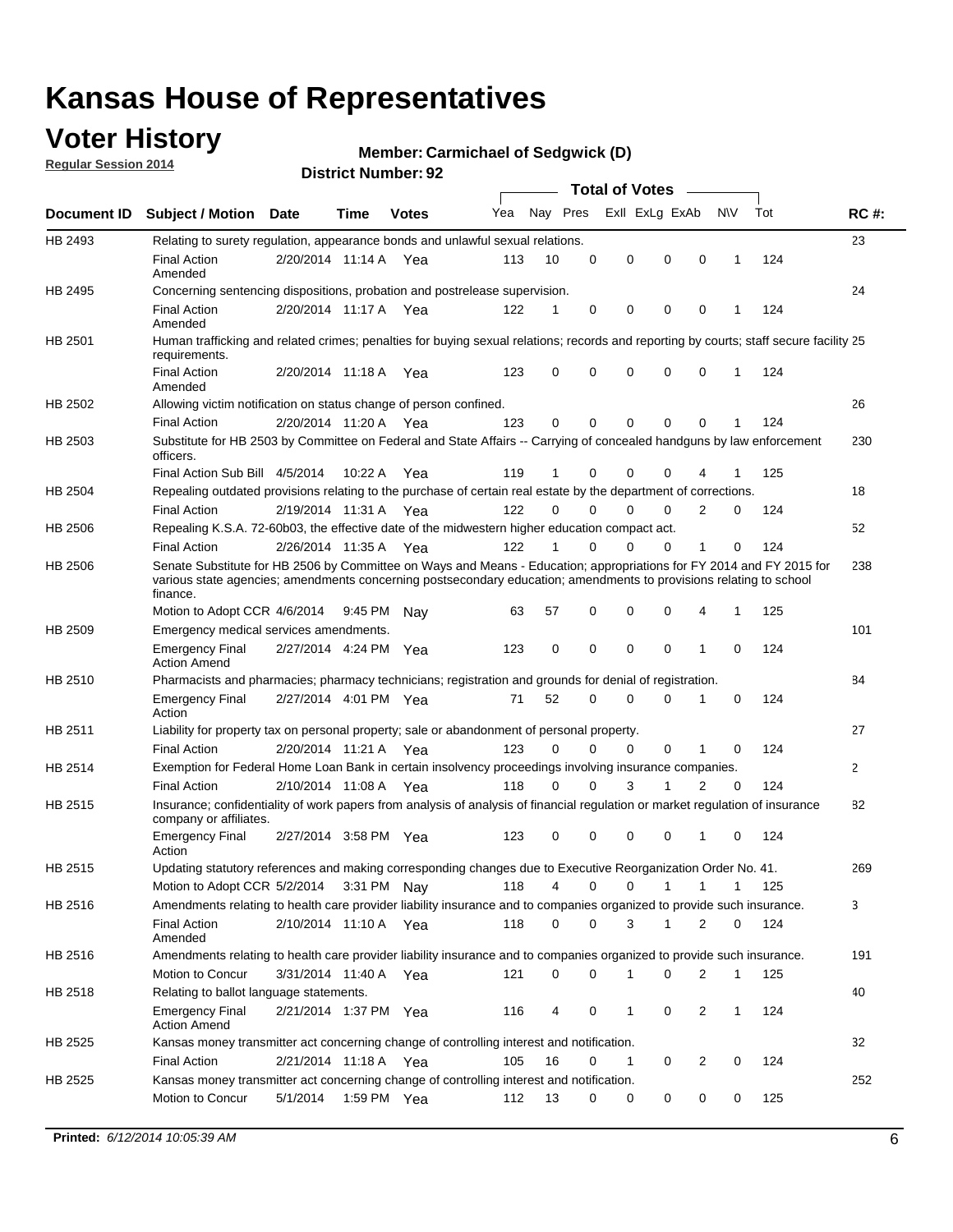# Kansas House of Representatives

## Voter History

**Regular Session 2014**

**Member: Carmichael of Sedgwick (D)**

**District Number: 92**

| Document ID | Subject / Motion | Date | Time | Votes | Yea | Nay | Pres | ExII | ExLg | ExAb | N\V | Tot | RC #: |
|---|---|---|---|---|---|---|---|---|---|---|---|---|---|
| HB 2493 | Relating to surety regulation, appearance bonds and unlawful sexual relations. | | | | | | | | | | | | 23 |
| | Final Action Amended | 2/20/2014 | 11:14 A | Yea | 113 | 10 | 0 | 0 | 0 | 0 | 1 | 124 | |
| HB 2495 | Concerning sentencing dispositions, probation and postrelease supervision. | | | | | | | | | | | | 24 |
| | Final Action Amended | 2/20/2014 | 11:17 A | Yea | 122 | 1 | 0 | 0 | 0 | 0 | 1 | 124 | |
| HB 2501 | Human trafficking and related crimes; penalties for buying sexual relations; records and reporting by courts; staff secure facility requirements. | | | | | | | | | | | | 25 |
| | Final Action Amended | 2/20/2014 | 11:18 A | Yea | 123 | 0 | 0 | 0 | 0 | 0 | 1 | 124 | |
| HB 2502 | Allowing victim notification on status change of person confined. | | | | | | | | | | | | 26 |
| | Final Action | 2/20/2014 | 11:20 A | Yea | 123 | 0 | 0 | 0 | 0 | 0 | 1 | 124 | |
| HB 2503 | Substitute for HB 2503 by Committee on Federal and State Affairs -- Carrying of concealed handguns by law enforcement officers. | | | | | | | | | | | | 230 |
| | Final Action Sub Bill | 4/5/2014 | 10:22 A | Yea | 119 | 1 | 0 | 0 | 0 | 4 | 1 | 125 | |
| HB 2504 | Repealing outdated provisions relating to the purchase of certain real estate by the department of corrections. | | | | | | | | | | | | 18 |
| | Final Action | 2/19/2014 | 11:31 A | Yea | 122 | 0 | 0 | 0 | 0 | 2 | 0 | 124 | |
| HB 2506 | Repealing K.S.A. 72-60b03, the effective date of the midwestern higher education compact act. | | | | | | | | | | | | 52 |
| | Final Action | 2/26/2014 | 11:35 A | Yea | 122 | 1 | 0 | 0 | 0 | 1 | 0 | 124 | |
| HB 2506 | Senate Substitute for HB 2506 by Committee on Ways and Means - Education; appropriations for FY 2014 and FY 2015 for various state agencies; amendments concerning postsecondary education; amendments to provisions relating to school finance. | | | | | | | | | | | | 238 |
| | Motion to Adopt CCR | 4/6/2014 | 9:45 PM | Nay | 63 | 57 | 0 | 0 | 0 | 4 | 1 | 125 | |
| HB 2509 | Emergency medical services amendments. | | | | | | | | | | | | 101 |
| | Emergency Final Action Amend | 2/27/2014 | 4:24 PM | Yea | 123 | 0 | 0 | 0 | 0 | 1 | 0 | 124 | |
| HB 2510 | Pharmacists and pharmacies; pharmacy technicians; registration and grounds for denial of registration. | | | | | | | | | | | | 84 |
| | Emergency Final Action | 2/27/2014 | 4:01 PM | Yea | 71 | 52 | 0 | 0 | 0 | 1 | 0 | 124 | |
| HB 2511 | Liability for property tax on personal property; sale or abandonment of personal property. | | | | | | | | | | | | 27 |
| | Final Action | 2/20/2014 | 11:21 A | Yea | 123 | 0 | 0 | 0 | 0 | 1 | 0 | 124 | |
| HB 2514 | Exemption for Federal Home Loan Bank in certain insolvency proceedings involving insurance companies. | | | | | | | | | | | | 2 |
| | Final Action | 2/10/2014 | 11:08 A | Yea | 118 | 0 | 0 | 3 | 1 | 2 | 0 | 124 | |
| HB 2515 | Insurance; confidentiality of work papers from analysis of analysis of financial regulation or market regulation of insurance company or affiliates. | | | | | | | | | | | | 82 |
| | Emergency Final Action | 2/27/2014 | 3:58 PM | Yea | 123 | 0 | 0 | 0 | 0 | 1 | 0 | 124 | |
| HB 2515 | Updating statutory references and making corresponding changes due to Executive Reorganization Order No. 41. | | | | | | | | | | | | 269 |
| | Motion to Adopt CCR | 5/2/2014 | 3:31 PM | Nay | 118 | 4 | 0 | 0 | 1 | 1 | 1 | 125 | |
| HB 2516 | Amendments relating to health care provider liability insurance and to companies organized to provide such insurance. | | | | | | | | | | | | 3 |
| | Final Action Amended | 2/10/2014 | 11:10 A | Yea | 118 | 0 | 0 | 3 | 1 | 2 | 0 | 124 | |
| HB 2516 | Amendments relating to health care provider liability insurance and to companies organized to provide such insurance. | | | | | | | | | | | | 191 |
| | Motion to Concur | 3/31/2014 | 11:40 A | Yea | 121 | 0 | 0 | 1 | 0 | 2 | 1 | 125 | |
| HB 2518 | Relating to ballot language statements. | | | | | | | | | | | | 40 |
| | Emergency Final Action Amend | 2/21/2014 | 1:37 PM | Yea | 116 | 4 | 0 | 1 | 0 | 2 | 1 | 124 | |
| HB 2525 | Kansas money transmitter act concerning change of controlling interest and notification. | | | | | | | | | | | | 32 |
| | Final Action | 2/21/2014 | 11:18 A | Yea | 105 | 16 | 0 | 1 | 0 | 2 | 0 | 124 | |
| HB 2525 | Kansas money transmitter act concerning change of controlling interest and notification. | | | | | | | | | | | | 252 |
| | Motion to Concur | 5/1/2014 | 1:59 PM | Yea | 112 | 13 | 0 | 0 | 0 | 0 | 0 | 125 | |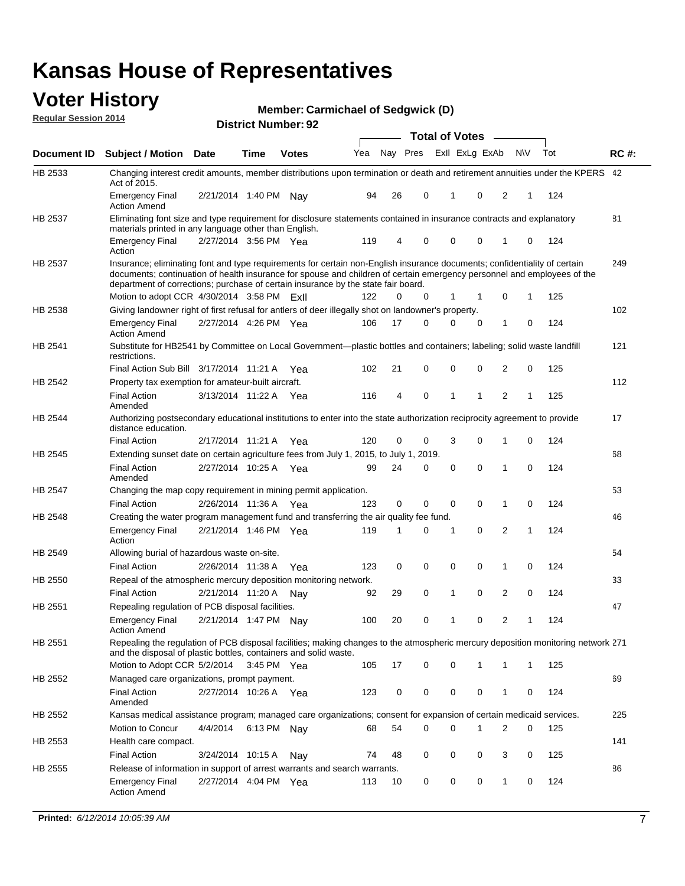# Kansas House of Representatives

## Voter History

**Regular Session 2014**

**Member: Carmichael of Sedgwick (D)**

**District Number: 92**

| Document ID | Subject / Motion | Date | Time | Votes | Yea | Nay | Pres | ExII | ExLg | ExAb | N\V | Tot | RC #: |
|---|---|---|---|---|---|---|---|---|---|---|---|---|---|
| HB 2533 | Changing interest credit amounts, member distributions upon termination or death and retirement annuities under the KPERS Act of 2015. | | | | | | | | | | | | 42 |
| | Emergency Final Action Amend | 2/21/2014 | 1:40 PM | Nay | 94 | 26 | 0 | 1 | 0 | 2 | 1 | 124 | |
| HB 2537 | Eliminating font size and type requirement for disclosure statements contained in insurance contracts and explanatory materials printed in any language other than English. | | | | | | | | | | | | 81 |
| | Emergency Final Action | 2/27/2014 | 3:56 PM | Yea | 119 | 4 | 0 | 0 | 0 | 1 | 0 | 124 | |
| HB 2537 | Insurance; eliminating font and type requirements for certain non-English insurance documents; confidentiality of certain documents; continuation of health insurance for spouse and children of certain emergency personnel and employees of the department of corrections; purchase of certain insurance by the state fair board. | | | | | | | | | | | | 249 |
| | Motion to adopt CCR | 4/30/2014 | 3:58 PM | ExII | 122 | 0 | 0 | 1 | 1 | 0 | 1 | 125 | |
| HB 2538 | Giving landowner right of first refusal for antlers of deer illegally shot on landowner's property. | | | | | | | | | | | | 102 |
| | Emergency Final Action Amend | 2/27/2014 | 4:26 PM | Yea | 106 | 17 | 0 | 0 | 0 | 1 | 0 | 124 | |
| HB 2541 | Substitute for HB2541 by Committee on Local Government—plastic bottles and containers; labeling; solid waste landfill restrictions. | | | | | | | | | | | | 121 |
| | Final Action Sub Bill | 3/17/2014 | 11:21 A | Yea | 102 | 21 | 0 | 0 | 0 | 2 | 0 | 125 | |
| HB 2542 | Property tax exemption for amateur-built aircraft. | | | | | | | | | | | | 112 |
| | Final Action Amended | 3/13/2014 | 11:22 A | Yea | 116 | 4 | 0 | 1 | 1 | 2 | 1 | 125 | |
| HB 2544 | Authorizing postsecondary educational institutions to enter into the state authorization reciprocity agreement to provide distance education. | | | | | | | | | | | | 17 |
| | Final Action | 2/17/2014 | 11:21 A | Yea | 120 | 0 | 0 | 3 | 0 | 1 | 0 | 124 | |
| HB 2545 | Extending sunset date on certain agriculture fees from July 1, 2015, to July 1, 2019. | | | | | | | | | | | | 68 |
| | Final Action Amended | 2/27/2014 | 10:25 A | Yea | 99 | 24 | 0 | 0 | 0 | 1 | 0 | 124 | |
| HB 2547 | Changing the map copy requirement in mining permit application. | | | | | | | | | | | | 53 |
| | Final Action | 2/26/2014 | 11:36 A | Yea | 123 | 0 | 0 | 0 | 0 | 1 | 0 | 124 | |
| HB 2548 | Creating the water program management fund and transferring the air quality fee fund. | | | | | | | | | | | | 46 |
| | Emergency Final Action | 2/21/2014 | 1:46 PM | Yea | 119 | 1 | 0 | 1 | 0 | 2 | 1 | 124 | |
| HB 2549 | Allowing burial of hazardous waste on-site. | | | | | | | | | | | | 54 |
| | Final Action | 2/26/2014 | 11:38 A | Yea | 123 | 0 | 0 | 0 | 0 | 1 | 0 | 124 | |
| HB 2550 | Repeal of the atmospheric mercury deposition monitoring network. | | | | | | | | | | | | 33 |
| | Final Action | 2/21/2014 | 11:20 A | Nay | 92 | 29 | 0 | 1 | 0 | 2 | 0 | 124 | |
| HB 2551 | Repealing regulation of PCB disposal facilities. | | | | | | | | | | | | 47 |
| | Emergency Final Action Amend | 2/21/2014 | 1:47 PM | Nay | 100 | 20 | 0 | 1 | 0 | 2 | 1 | 124 | |
| HB 2551 | Repealing the regulation of PCB disposal facilities; making changes to the atmospheric mercury deposition monitoring network and the disposal of plastic bottles, containers and solid waste. | | | | | | | | | | | | 271 |
| | Motion to Adopt CCR | 5/2/2014 | 3:45 PM | Yea | 105 | 17 | 0 | 0 | 1 | 1 | 1 | 125 | |
| HB 2552 | Managed care organizations, prompt payment. | | | | | | | | | | | | 69 |
| | Final Action Amended | 2/27/2014 | 10:26 A | Yea | 123 | 0 | 0 | 0 | 0 | 1 | 0 | 124 | |
| HB 2552 | Kansas medical assistance program; managed care organizations; consent for expansion of certain medicaid services. | | | | | | | | | | | | 225 |
| | Motion to Concur | 4/4/2014 | 6:13 PM | Nay | 68 | 54 | 0 | 0 | 1 | 2 | 0 | 125 | |
| HB 2553 | Health care compact. | | | | | | | | | | | | 141 |
| | Final Action | 3/24/2014 | 10:15 A | Nay | 74 | 48 | 0 | 0 | 0 | 3 | 0 | 125 | |
| HB 2555 | Release of information in support of arrest warrants and search warrants. | | | | | | | | | | | | 86 |
| | Emergency Final Action Amend | 2/27/2014 | 4:04 PM | Yea | 113 | 10 | 0 | 0 | 0 | 1 | 0 | 124 | |

**Printed:** *6/12/2014 10:05:39 AM*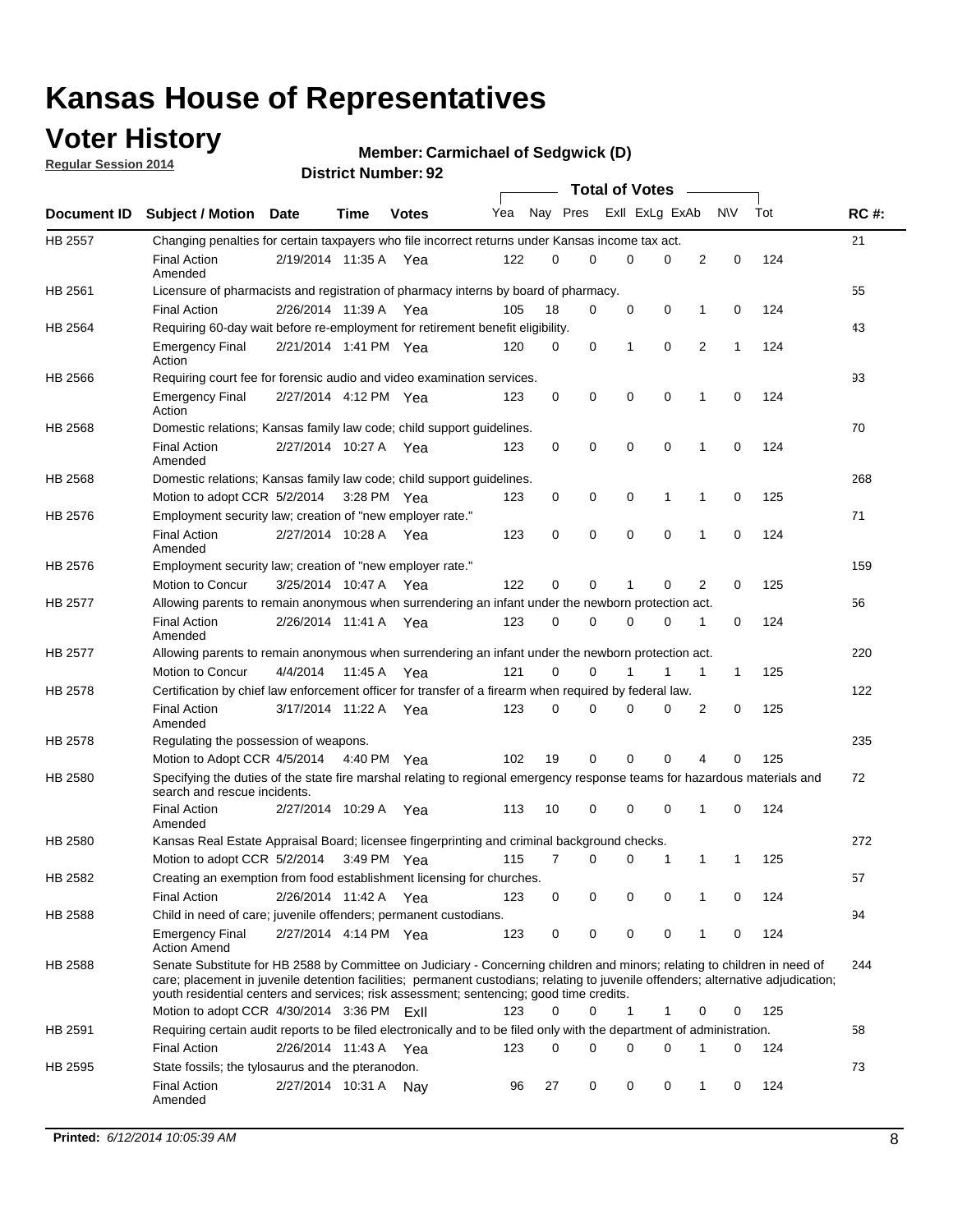# Kansas House of Representatives

## Voter History

**Regular Session 2014**

**Member: Carmichael of Sedgwick (D)**

**District Number: 92**

| Document ID | Subject / Motion | Date | Time | Votes | Yea | Nay | Pres | ExII | ExLg | ExAb | N\V | Tot | RC #: |
|---|---|---|---|---|---|---|---|---|---|---|---|---|---|
| HB 2557 | Changing penalties for certain taxpayers who file incorrect returns under Kansas income tax act. | | | | | | | | | | | | 21 |
| | Final Action Amended | 2/19/2014 | 11:35 A | Yea | 122 | 0 | 0 | 0 | 0 | 2 | 0 | 124 | |
| HB 2561 | Licensure of pharmacists and registration of pharmacy interns by board of pharmacy. | | | | | | | | | | | | 55 |
| | Final Action | 2/26/2014 | 11:39 A | Yea | 105 | 18 | 0 | 0 | 0 | 1 | 0 | 124 | |
| HB 2564 | Requiring 60-day wait before re-employment for retirement benefit eligibility. | | | | | | | | | | | | 43 |
| | Emergency Final Action | 2/21/2014 | 1:41 PM | Yea | 120 | 0 | 0 | 1 | 0 | 2 | 1 | 124 | |
| HB 2566 | Requiring court fee for forensic audio and video examination services. | | | | | | | | | | | | 93 |
| | Emergency Final Action | 2/27/2014 | 4:12 PM | Yea | 123 | 0 | 0 | 0 | 0 | 1 | 0 | 124 | |
| HB 2568 | Domestic relations; Kansas family law code; child support guidelines. | | | | | | | | | | | | 70 |
| | Final Action Amended | 2/27/2014 | 10:27 A | Yea | 123 | 0 | 0 | 0 | 0 | 1 | 0 | 124 | |
| HB 2568 | Domestic relations; Kansas family law code; child support guidelines. | | | | | | | | | | | | 268 |
| | Motion to adopt CCR | 5/2/2014 | 3:28 PM | Yea | 123 | 0 | 0 | 0 | 1 | 1 | 0 | 125 | |
| HB 2576 | Employment security law; creation of "new employer rate." | | | | | | | | | | | | 71 |
| | Final Action Amended | 2/27/2014 | 10:28 A | Yea | 123 | 0 | 0 | 0 | 0 | 1 | 0 | 124 | |
| HB 2576 | Employment security law; creation of "new employer rate." | | | | | | | | | | | | 159 |
| | Motion to Concur | 3/25/2014 | 10:47 A | Yea | 122 | 0 | 0 | 1 | 0 | 2 | 0 | 125 | |
| HB 2577 | Allowing parents to remain anonymous when surrendering an infant under the newborn protection act. | | | | | | | | | | | | 56 |
| | Final Action Amended | 2/26/2014 | 11:41 A | Yea | 123 | 0 | 0 | 0 | 0 | 1 | 0 | 124 | |
| HB 2577 | Allowing parents to remain anonymous when surrendering an infant under the newborn protection act. | | | | | | | | | | | | 220 |
| | Motion to Concur | 4/4/2014 | 11:45 A | Yea | 121 | 0 | 0 | 1 | 1 | 1 | 1 | 125 | |
| HB 2578 | Certification by chief law enforcement officer for transfer of a firearm when required by federal law. | | | | | | | | | | | | 122 |
| | Final Action Amended | 3/17/2014 | 11:22 A | Yea | 123 | 0 | 0 | 0 | 0 | 2 | 0 | 125 | |
| HB 2578 | Regulating the possession of weapons. | | | | | | | | | | | | 235 |
| | Motion to Adopt CCR | 4/5/2014 | 4:40 PM | Yea | 102 | 19 | 0 | 0 | 0 | 4 | 0 | 125 | |
| HB 2580 | Specifying the duties of the state fire marshal relating to regional emergency response teams for hazardous materials and search and rescue incidents. | | | | | | | | | | | | 72 |
| | Final Action Amended | 2/27/2014 | 10:29 A | Yea | 113 | 10 | 0 | 0 | 0 | 1 | 0 | 124 | |
| HB 2580 | Kansas Real Estate Appraisal Board; licensee fingerprinting and criminal background checks. | | | | | | | | | | | | 272 |
| | Motion to adopt CCR | 5/2/2014 | 3:49 PM | Yea | 115 | 7 | 0 | 0 | 1 | 1 | 1 | 125 | |
| HB 2582 | Creating an exemption from food establishment licensing for churches. | | | | | | | | | | | | 57 |
| | Final Action | 2/26/2014 | 11:42 A | Yea | 123 | 0 | 0 | 0 | 0 | 1 | 0 | 124 | |
| HB 2588 | Child in need of care; juvenile offenders; permanent custodians. | | | | | | | | | | | | 94 |
| | Emergency Final Action Amend | 2/27/2014 | 4:14 PM | Yea | 123 | 0 | 0 | 0 | 0 | 1 | 0 | 124 | |
| HB 2588 | Senate Substitute for HB 2588 by Committee on Judiciary - Concerning children and minors; relating to children in need of care; placement in juvenile detention facilities; permanent custodians; relating to juvenile offenders; alternative adjudication; youth residential centers and services; risk assessment; sentencing; good time credits. | | | | | | | | | | | | 244 |
| | Motion to adopt CCR | 4/30/2014 | 3:36 PM | ExII | 123 | 0 | 0 | 1 | 1 | 0 | 0 | 125 | |
| HB 2591 | Requiring certain audit reports to be filed electronically and to be filed only with the department of administration. | | | | | | | | | | | | 58 |
| | Final Action | 2/26/2014 | 11:43 A | Yea | 123 | 0 | 0 | 0 | 0 | 1 | 0 | 124 | |
| HB 2595 | State fossils; the tylosaurus and the pteranodon. | | | | | | | | | | | | 73 |
| | Final Action Amended | 2/27/2014 | 10:31 A | Nay | 96 | 27 | 0 | 0 | 0 | 1 | 0 | 124 | |

**Printed:** *6/12/2014 10:05:39 AM*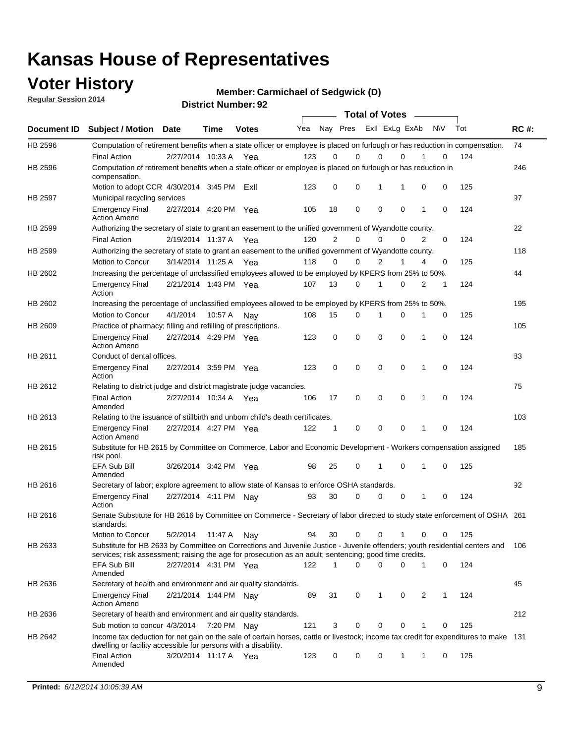# Kansas House of Representatives

## Voter History

**Regular Session 2014**

**Member: Carmichael of Sedgwick (D)**

**District Number: 92**

| Document ID | Subject / Motion | Date | Time | Votes | Yea | Nay | Pres | ExII | ExLg | ExAb | N\V | Tot | RC #: |
|---|---|---|---|---|---|---|---|---|---|---|---|---|---|
| HB 2596 | Computation of retirement benefits when a state officer or employee is placed on furlough or has reduction in compensation. | | | | | | | | | | | | 74 |
| | Final Action | 2/27/2014 | 10:33 A | Yea | 123 | 0 | 0 | 0 | 0 | 1 | 0 | 124 | |
| HB 2596 | Computation of retirement benefits when a state officer or employee is placed on furlough or has reduction in compensation. | | | | | | | | | | | | 246 |
| | Motion to adopt CCR | 4/30/2014 | 3:45 PM | ExII | 123 | 0 | 0 | 1 | 1 | 0 | 0 | 125 | |
| HB 2597 | Municipal recycling services | | | | | | | | | | | | 97 |
| | Emergency Final Action Amend | 2/27/2014 | 4:20 PM | Yea | 105 | 18 | 0 | 0 | 0 | 1 | 0 | 124 | |
| HB 2599 | Authorizing the secretary of state to grant an easement to the unified government of Wyandotte county. | | | | | | | | | | | | 22 |
| | Final Action | 2/19/2014 | 11:37 A | Yea | 120 | 2 | 0 | 0 | 0 | 2 | 0 | 124 | |
| HB 2599 | Authorizing the secretary of state to grant an easement to the unified government of Wyandotte county. | | | | | | | | | | | | 118 |
| | Motion to Concur | 3/14/2014 | 11:25 A | Yea | 118 | 0 | 0 | 2 | 1 | 4 | 0 | 125 | |
| HB 2602 | Increasing the percentage of unclassified employees allowed to be employed by KPERS from 25% to 50%. | | | | | | | | | | | | 44 |
| | Emergency Final Action | 2/21/2014 | 1:43 PM | Yea | 107 | 13 | 0 | 1 | 0 | 2 | 1 | 124 | |
| HB 2602 | Increasing the percentage of unclassified employees allowed to be employed by KPERS from 25% to 50%. | | | | | | | | | | | | 195 |
| | Motion to Concur | 4/1/2014 | 10:57 A | Nay | 108 | 15 | 0 | 1 | 0 | 1 | 0 | 125 | |
| HB 2609 | Practice of pharmacy; filling and refilling of prescriptions. | | | | | | | | | | | | 105 |
| | Emergency Final Action Amend | 2/27/2014 | 4:29 PM | Yea | 123 | 0 | 0 | 0 | 0 | 1 | 0 | 124 | |
| HB 2611 | Conduct of dental offices. | | | | | | | | | | | | 83 |
| | Emergency Final Action | 2/27/2014 | 3:59 PM | Yea | 123 | 0 | 0 | 0 | 0 | 1 | 0 | 124 | |
| HB 2612 | Relating to district judge and district magistrate judge vacancies. | | | | | | | | | | | | 75 |
| | Final Action Amended | 2/27/2014 | 10:34 A | Yea | 106 | 17 | 0 | 0 | 0 | 1 | 0 | 124 | |
| HB 2613 | Relating to the issuance of stillbirth and unborn child's death certificates. | | | | | | | | | | | | 103 |
| | Emergency Final Action Amend | 2/27/2014 | 4:27 PM | Yea | 122 | 1 | 0 | 0 | 0 | 1 | 0 | 124 | |
| HB 2615 | Substitute for HB 2615 by Committee on Commerce, Labor and Economic Development - Workers compensation assigned risk pool. | | | | | | | | | | | | 185 |
| | EFA Sub Bill Amended | 3/26/2014 | 3:42 PM | Yea | 98 | 25 | 0 | 1 | 0 | 1 | 0 | 125 | |
| HB 2616 | Secretary of labor; explore agreement to allow state of Kansas to enforce OSHA standards. | | | | | | | | | | | | 92 |
| | Emergency Final Action | 2/27/2014 | 4:11 PM | Nay | 93 | 30 | 0 | 0 | 0 | 1 | 0 | 124 | |
| HB 2616 | Senate Substitute for HB 2616 by Committee on Commerce - Secretary of labor directed to study state enforcement of OSHA standards. | | | | | | | | | | | | 261 |
| | Motion to Concur | 5/2/2014 | 11:47 A | Nay | 94 | 30 | 0 | 0 | 1 | 0 | 0 | 125 | |
| HB 2633 | Substitute for HB 2633 by Committee on Corrections and Juvenile Justice - Juvenile offenders; youth residential centers and services; risk assessment; raising the age for prosecution as an adult; sentencing; good time credits. | | | | | | | | | | | | 106 |
| | EFA Sub Bill Amended | 2/27/2014 | 4:31 PM | Yea | 122 | 1 | 0 | 0 | 0 | 1 | 0 | 124 | |
| HB 2636 | Secretary of health and environment and air quality standards. | | | | | | | | | | | | 45 |
| | Emergency Final Action Amend | 2/21/2014 | 1:44 PM | Nay | 89 | 31 | 0 | 1 | 0 | 2 | 1 | 124 | |
| HB 2636 | Secretary of health and environment and air quality standards. | | | | | | | | | | | | 212 |
| | Sub motion to concur | 4/3/2014 | 7:20 PM | Nay | 121 | 3 | 0 | 0 | 0 | 1 | 0 | 125 | |
| HB 2642 | Income tax deduction for net gain on the sale of certain horses, cattle or livestock; income tax credit for expenditures to make dwelling or facility accessible for persons with a disability. | | | | | | | | | | | | 131 |
| | Final Action Amended | 3/20/2014 | 11:17 A | Yea | 123 | 0 | 0 | 0 | 1 | 1 | 0 | 125 | |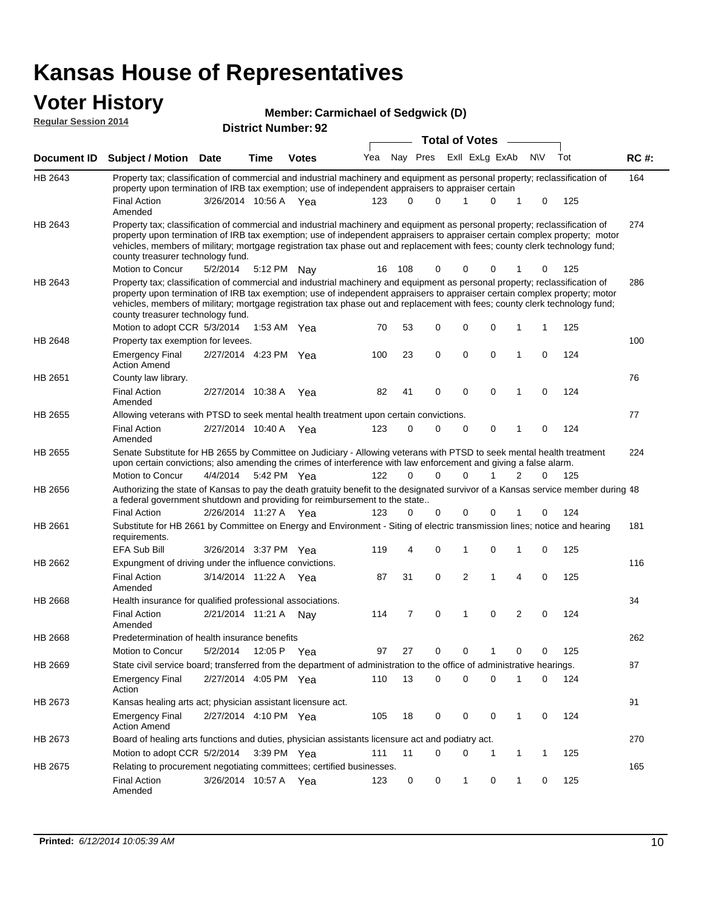# Kansas House of Representatives

## Voter History

**Regular Session 2014**

**Member: Carmichael of Sedgwick (D)**

**District Number: 92**

| Document ID | Subject / Motion | Date | Time | Votes | Yea | Nay | Pres | ExII | ExLg | ExAb | N\V | Tot | RC #: |
|---|---|---|---|---|---|---|---|---|---|---|---|---|---|
| HB 2643 | Property tax; classification of commercial and industrial machinery and equipment as personal property; reclassification of property upon termination of IRB tax exemption; use of independent appraisers to appraiser certain | | | | | | | | | | | | 164 |
| | Final Action Amended | 3/26/2014 | 10:56 A | Yea | 123 | 0 | 0 | 1 | 0 | 1 | 0 | 125 | |
| HB 2643 | Property tax; classification of commercial and industrial machinery and equipment as personal property; reclassification of property upon termination of IRB tax exemption; use of independent appraisers to appraiser certain complex property; motor vehicles, members of military; mortgage registration tax phase out and replacement with fees; county clerk technology fund; county treasurer technology fund. | | | | | | | | | | | | 274 |
| | Motion to Concur | 5/2/2014 | 5:12 PM | Nay | 16 | 108 | 0 | 0 | 0 | 1 | 0 | 125 | |
| HB 2643 | Property tax; classification of commercial and industrial machinery and equipment as personal property; reclassification of property upon termination of IRB tax exemption; use of independent appraisers to appraiser certain complex property; motor vehicles, members of military; mortgage registration tax phase out and replacement with fees; county clerk technology fund; county treasurer technology fund. | | | | | | | | | | | | 286 |
| | Motion to adopt CCR | 5/3/2014 | 1:53 AM | Yea | 70 | 53 | 0 | 0 | 0 | 1 | 1 | 125 | |
| HB 2648 | Property tax exemption for levees. | | | | | | | | | | | | 100 |
| | Emergency Final Action Amend | 2/27/2014 | 4:23 PM | Yea | 100 | 23 | 0 | 0 | 0 | 1 | 0 | 124 | |
| HB 2651 | County law library. | | | | | | | | | | | | 76 |
| | Final Action Amended | 2/27/2014 | 10:38 A | Yea | 82 | 41 | 0 | 0 | 0 | 1 | 0 | 124 | |
| HB 2655 | Allowing veterans with PTSD to seek mental health treatment upon certain convictions. | | | | | | | | | | | | 77 |
| | Final Action Amended | 2/27/2014 | 10:40 A | Yea | 123 | 0 | 0 | 0 | 0 | 1 | 0 | 124 | |
| HB 2655 | Senate Substitute for HB 2655 by Committee on Judiciary - Allowing veterans with PTSD to seek mental health treatment upon certain convictions; also amending the crimes of interference with law enforcement and giving a false alarm. | | | | | | | | | | | | 224 |
| | Motion to Concur | 4/4/2014 | 5:42 PM | Yea | 122 | 0 | 0 | 0 | 1 | 2 | 0 | 125 | |
| HB 2656 | Authorizing the state of Kansas to pay the death gratuity benefit to the designated survivor of a Kansas service member during a federal government shutdown and providing for reimbursement to the state.. | | | | | | | | | | | | 48 |
| | Final Action | 2/26/2014 | 11:27 A | Yea | 123 | 0 | 0 | 0 | 0 | 1 | 0 | 124 | |
| HB 2661 | Substitute for HB 2661 by Committee on Energy and Environment - Siting of electric transmission lines; notice and hearing requirements. | | | | | | | | | | | | 181 |
| | EFA Sub Bill | 3/26/2014 | 3:37 PM | Yea | 119 | 4 | 0 | 1 | 0 | 1 | 0 | 125 | |
| HB 2662 | Expungment of driving under the influence convictions. | | | | | | | | | | | | 116 |
| | Final Action Amended | 3/14/2014 | 11:22 A | Yea | 87 | 31 | 0 | 2 | 1 | 4 | 0 | 125 | |
| HB 2668 | Health insurance for qualified professional associations. | | | | | | | | | | | | 34 |
| | Final Action Amended | 2/21/2014 | 11:21 A | Nay | 114 | 7 | 0 | 1 | 0 | 2 | 0 | 124 | |
| HB 2668 | Predetermination of health insurance benefits | | | | | | | | | | | | 262 |
| | Motion to Concur | 5/2/2014 | 12:05 P | Yea | 97 | 27 | 0 | 0 | 1 | 0 | 0 | 125 | |
| HB 2669 | State civil service board; transferred from the department of administration to the office of administrative hearings. | | | | | | | | | | | | 87 |
| | Emergency Final Action | 2/27/2014 | 4:05 PM | Yea | 110 | 13 | 0 | 0 | 0 | 1 | 0 | 124 | |
| HB 2673 | Kansas healing arts act; physician assistant licensure act. | | | | | | | | | | | | 91 |
| | Emergency Final Action Amend | 2/27/2014 | 4:10 PM | Yea | 105 | 18 | 0 | 0 | 0 | 1 | 0 | 124 | |
| HB 2673 | Board of healing arts functions and duties, physician assistants licensure act and podiatry act. | | | | | | | | | | | | 270 |
| | Motion to adopt CCR | 5/2/2014 | 3:39 PM | Yea | 111 | 11 | 0 | 0 | 1 | 1 | 1 | 125 | |
| HB 2675 | Relating to procurement negotiating committees; certified businesses. | | | | | | | | | | | | 165 |
| | Final Action Amended | 3/26/2014 | 10:57 A | Yea | 123 | 0 | 0 | 1 | 0 | 1 | 0 | 125 | |

**Printed:** *6/12/2014 10:05:39 AM*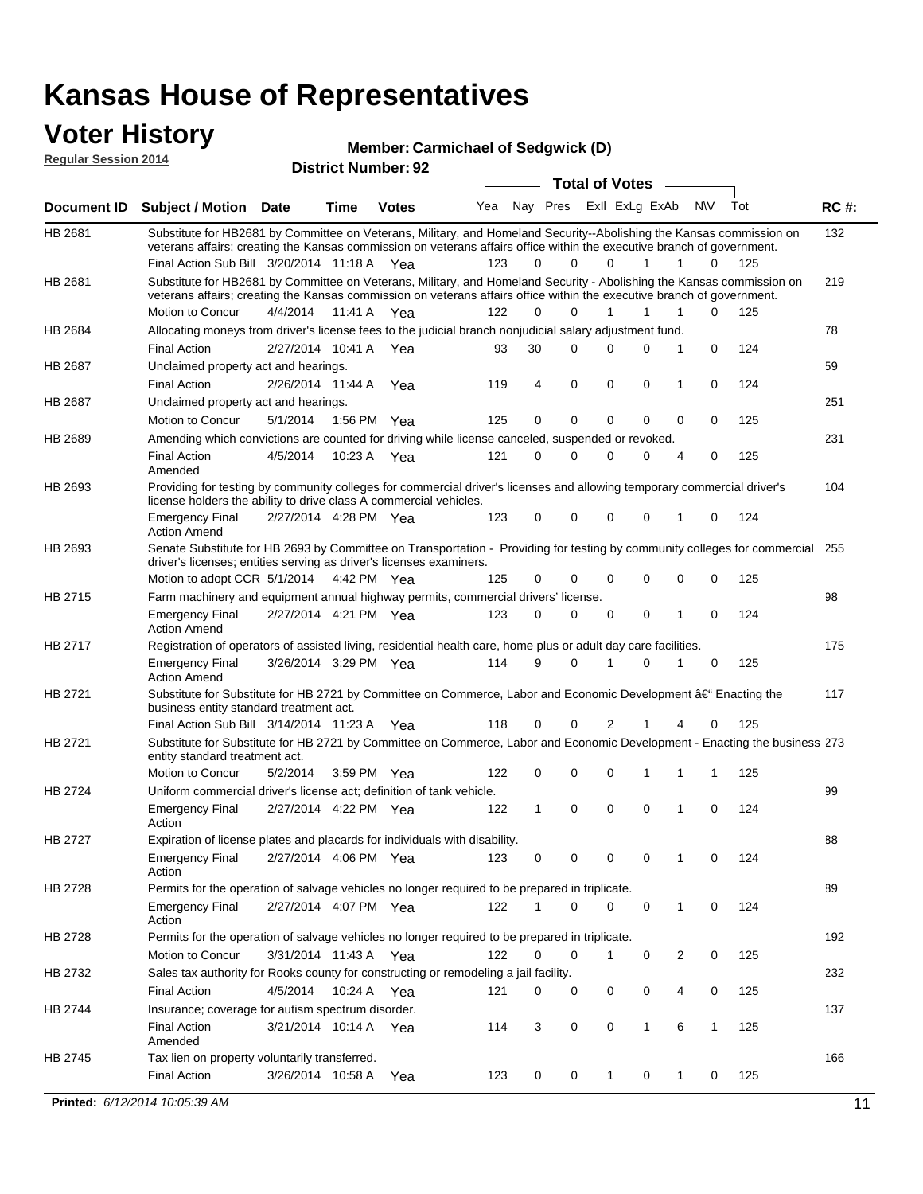# Kansas House of Representatives

## Voter History

**Regular Session 2014**

**Member: Carmichael of Sedgwick (D)**

**District Number: 92**

| Document ID | Subject / Motion | Date | Time | Votes | Yea | Nay | Pres | ExII | ExLg | ExAb | N\V | Tot | RC #: |
|---|---|---|---|---|---|---|---|---|---|---|---|---|---|
| HB 2681 | Substitute for HB2681 by Committee on Veterans, Military, and Homeland Security--Abolishing the Kansas commission on veterans affairs; creating the Kansas commission on veterans affairs office within the executive branch of government. | | | | | | | | | | | | 132 |
| | Final Action Sub Bill | 3/20/2014 | 11:18 A | Yea | 123 | 0 | 0 | 0 | 1 | 1 | 0 | 125 | |
| HB 2681 | Substitute for HB2681 by Committee on Veterans, Military, and Homeland Security - Abolishing the Kansas commission on veterans affairs; creating the Kansas commission on veterans affairs office within the executive branch of government. | | | | | | | | | | | | 219 |
| | Motion to Concur | 4/4/2014 | 11:41 A | Yea | 122 | 0 | 0 | 1 | 1 | 1 | 0 | 125 | |
| HB 2684 | Allocating moneys from driver's license fees to the judicial branch nonjudicial salary adjustment fund. | | | | | | | | | | | | 78 |
| | Final Action | 2/27/2014 | 10:41 A | Yea | 93 | 30 | 0 | 0 | 0 | 1 | 0 | 124 | |
| HB 2687 | Unclaimed property act and hearings. | | | | | | | | | | | | 59 |
| | Final Action | 2/26/2014 | 11:44 A | Yea | 119 | 4 | 0 | 0 | 0 | 1 | 0 | 124 | |
| HB 2687 | Unclaimed property act and hearings. | | | | | | | | | | | | 251 |
| | Motion to Concur | 5/1/2014 | 1:56 PM | Yea | 125 | 0 | 0 | 0 | 0 | 0 | 0 | 125 | |
| HB 2689 | Amending which convictions are counted for driving while license canceled, suspended or revoked. | | | | | | | | | | | | 231 |
| | Final Action Amended | 4/5/2014 | 10:23 A | Yea | 121 | 0 | 0 | 0 | 0 | 4 | 0 | 125 | |
| HB 2693 | Providing for testing by community colleges for commercial driver's licenses and allowing temporary commercial driver's license holders the ability to drive class A commercial vehicles. | | | | | | | | | | | | 104 |
| | Emergency Final Action Amend | 2/27/2014 | 4:28 PM | Yea | 123 | 0 | 0 | 0 | 0 | 1 | 0 | 124 | |
| HB 2693 | Senate Substitute for HB 2693 by Committee on Transportation - Providing for testing by community colleges for commercial driver's licenses; entities serving as driver's licenses examiners. | | | | | | | | | | | | 255 |
| | Motion to adopt CCR | 5/1/2014 | 4:42 PM | Yea | 125 | 0 | 0 | 0 | 0 | 0 | 0 | 125 | |
| HB 2715 | Farm machinery and equipment annual highway permits, commercial drivers' license. | | | | | | | | | | | | 98 |
| | Emergency Final Action Amend | 2/27/2014 | 4:21 PM | Yea | 123 | 0 | 0 | 0 | 0 | 1 | 0 | 124 | |
| HB 2717 | Registration of operators of assisted living, residential health care, home plus or adult day care facilities. | | | | | | | | | | | | 175 |
| | Emergency Final Action Amend | 3/26/2014 | 3:29 PM | Yea | 114 | 9 | 0 | 1 | 0 | 1 | 0 | 125 | |
| HB 2721 | Substitute for Substitute for HB 2721 by Committee on Commerce, Labor and Economic Development â€" Enacting the business entity standard treatment act. | | | | | | | | | | | | 117 |
| | Final Action Sub Bill | 3/14/2014 | 11:23 A | Yea | 118 | 0 | 0 | 2 | 1 | 4 | 0 | 125 | |
| HB 2721 | Substitute for Substitute for HB 2721 by Committee on Commerce, Labor and Economic Development - Enacting the business entity standard treatment act. | | | | | | | | | | | | 273 |
| | Motion to Concur | 5/2/2014 | 3:59 PM | Yea | 122 | 0 | 0 | 0 | 1 | 1 | 1 | 125 | |
| HB 2724 | Uniform commercial driver's license act; definition of tank vehicle. | | | | | | | | | | | | 99 |
| | Emergency Final Action | 2/27/2014 | 4:22 PM | Yea | 122 | 1 | 0 | 0 | 0 | 1 | 0 | 124 | |
| HB 2727 | Expiration of license plates and placards for individuals with disability. | | | | | | | | | | | | 88 |
| | Emergency Final Action | 2/27/2014 | 4:06 PM | Yea | 123 | 0 | 0 | 0 | 0 | 1 | 0 | 124 | |
| HB 2728 | Permits for the operation of salvage vehicles no longer required to be prepared in triplicate. | | | | | | | | | | | | 89 |
| | Emergency Final Action | 2/27/2014 | 4:07 PM | Yea | 122 | 1 | 0 | 0 | 0 | 1 | 0 | 124 | |
| HB 2728 | Permits for the operation of salvage vehicles no longer required to be prepared in triplicate. | | | | | | | | | | | | 192 |
| | Motion to Concur | 3/31/2014 | 11:43 A | Yea | 122 | 0 | 0 | 1 | 0 | 2 | 0 | 125 | |
| HB 2732 | Sales tax authority for Rooks county for constructing or remodeling a jail facility. | | | | | | | | | | | | 232 |
| | Final Action | 4/5/2014 | 10:24 A | Yea | 121 | 0 | 0 | 0 | 0 | 4 | 0 | 125 | |
| HB 2744 | Insurance; coverage for autism spectrum disorder. | | | | | | | | | | | | 137 |
| | Final Action Amended | 3/21/2014 | 10:14 A | Yea | 114 | 3 | 0 | 0 | 1 | 6 | 1 | 125 | |
| HB 2745 | Tax lien on property voluntarily transferred. | | | | | | | | | | | | 166 |
| | Final Action | 3/26/2014 | 10:58 A | Yea | 123 | 0 | 0 | 1 | 0 | 1 | 0 | 125 | |

**Printed:** *6/12/2014 10:05:39 AM*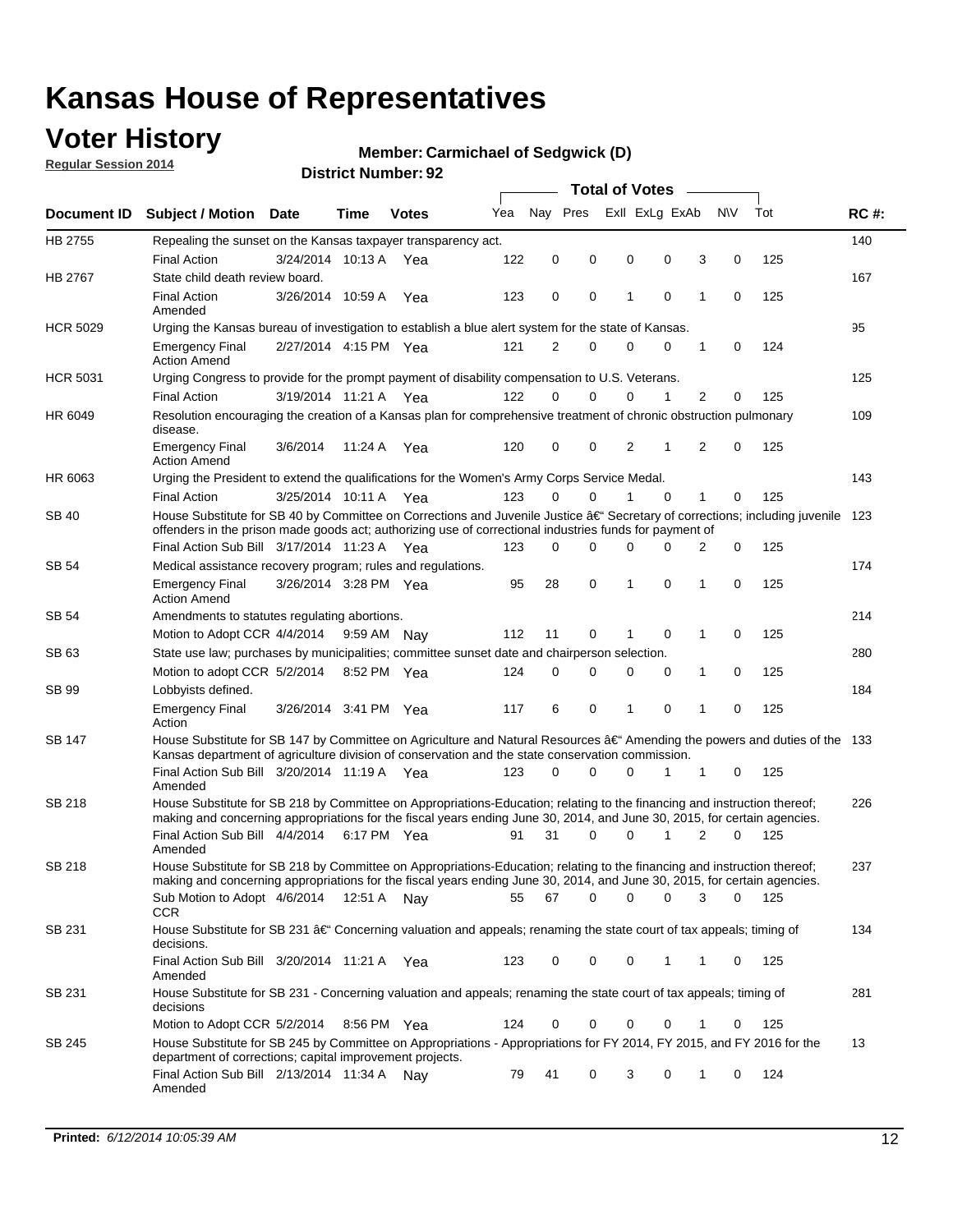# Kansas House of Representatives

## Voter History

**Regular Session 2014**

**Member: Carmichael of Sedgwick (D)**

**District Number: 92**

| Document ID | Subject / Motion | Date | Time | Votes | Yea | Nay | Pres | ExII | ExLg | ExAb | N\V | Tot | RC #: |
|---|---|---|---|---|---|---|---|---|---|---|---|---|---|
| HB 2755 | Repealing the sunset on the Kansas taxpayer transparency act. | | | | | | | | | | | | 140 |
| | Final Action | 3/24/2014 | 10:13 A | Yea | 122 | 0 | 0 | 0 | 0 | 3 | 0 | 125 | |
| HB 2767 | State child death review board. | | | | | | | | | | | | 167 |
| | Final Action Amended | 3/26/2014 | 10:59 A | Yea | 123 | 0 | 0 | 1 | 0 | 1 | 0 | 125 | |
| HCR 5029 | Urging the Kansas bureau of investigation to establish a blue alert system for the state of Kansas. | | | | | | | | | | | | 95 |
| | Emergency Final Action Amend | 2/27/2014 | 4:15 PM | Yea | 121 | 2 | 0 | 0 | 0 | 1 | 0 | 124 | |
| HCR 5031 | Urging Congress to provide for the prompt payment of disability compensation to U.S. Veterans. | | | | | | | | | | | | 125 |
| | Final Action | 3/19/2014 | 11:21 A | Yea | 122 | 0 | 0 | 0 | 1 | 2 | 0 | 125 | |
| HR 6049 | Resolution encouraging the creation of a Kansas plan for comprehensive treatment of chronic obstruction pulmonary disease. | | | | | | | | | | | | 109 |
| | Emergency Final Action Amend | 3/6/2014 | 11:24 A | Yea | 120 | 0 | 0 | 2 | 1 | 2 | 0 | 125 | |
| HR 6063 | Urging the President to extend the qualifications for the Women's Army Corps Service Medal. | | | | | | | | | | | | 143 |
| | Final Action | 3/25/2014 | 10:11 A | Yea | 123 | 0 | 0 | 1 | 0 | 1 | 0 | 125 | |
| SB 40 | House Substitute for SB 40 by Committee on Corrections and Juvenile Justice â€“ Secretary of corrections; including juvenile offenders in the prison made goods act; authorizing use of correctional industries funds for payment of | | | | | | | | | | | | 123 |
| | Final Action Sub Bill | 3/17/2014 | 11:23 A | Yea | 123 | 0 | 0 | 0 | 0 | 2 | 0 | 125 | |
| SB 54 | Medical assistance recovery program; rules and regulations. | | | | | | | | | | | | 174 |
| | Emergency Final Action Amend | 3/26/2014 | 3:28 PM | Yea | 95 | 28 | 0 | 1 | 0 | 1 | 0 | 125 | |
| SB 54 | Amendments to statutes regulating abortions. | | | | | | | | | | | | 214 |
| | Motion to Adopt CCR | 4/4/2014 | 9:59 AM | Nay | 112 | 11 | 0 | 1 | 0 | 1 | 0 | 125 | |
| SB 63 | State use law; purchases by municipalities; committee sunset date and chairperson selection. | | | | | | | | | | | | 280 |
| | Motion to adopt CCR | 5/2/2014 | 8:52 PM | Yea | 124 | 0 | 0 | 0 | 0 | 1 | 0 | 125 | |
| SB 99 | Lobbyists defined. | | | | | | | | | | | | 184 |
| | Emergency Final Action | 3/26/2014 | 3:41 PM | Yea | 117 | 6 | 0 | 1 | 0 | 1 | 0 | 125 | |
| SB 147 | House Substitute for SB 147 by Committee on Agriculture and Natural Resources â€“ Amending the powers and duties of the Kansas department of agriculture division of conservation and the state conservation commission. | | | | | | | | | | | | 133 |
| | Final Action Sub Bill Amended | 3/20/2014 | 11:19 A | Yea | 123 | 0 | 0 | 0 | 1 | 1 | 0 | 125 | |
| SB 218 | House Substitute for SB 218 by Committee on Appropriations-Education; relating to the financing and instruction thereof; making and concerning appropriations for the fiscal years ending June 30, 2014, and June 30, 2015, for certain agencies. | | | | | | | | | | | | 226 |
| | Final Action Sub Bill Amended | 4/4/2014 | 6:17 PM | Yea | 91 | 31 | 0 | 0 | 1 | 2 | 0 | 125 | |
| SB 218 | House Substitute for SB 218 by Committee on Appropriations-Education; relating to the financing and instruction thereof; making and concerning appropriations for the fiscal years ending June 30, 2014, and June 30, 2015, for certain agencies. | | | | | | | | | | | | 237 |
| | Sub Motion to Adopt CCR | 4/6/2014 | 12:51 A | Nay | 55 | 67 | 0 | 0 | 0 | 3 | 0 | 125 | |
| SB 231 | House Substitute for SB 231 â€“ Concerning valuation and appeals; renaming the state court of tax appeals; timing of decisions. | | | | | | | | | | | | 134 |
| | Final Action Sub Bill Amended | 3/20/2014 | 11:21 A | Yea | 123 | 0 | 0 | 0 | 1 | 1 | 0 | 125 | |
| SB 231 | House Substitute for SB 231 - Concerning valuation and appeals; renaming the state court of tax appeals; timing of decisions | | | | | | | | | | | | 281 |
| | Motion to Adopt CCR | 5/2/2014 | 8:56 PM | Yea | 124 | 0 | 0 | 0 | 0 | 1 | 0 | 125 | |
| SB 245 | House Substitute for SB 245 by Committee on Appropriations - Appropriations for FY 2014, FY 2015, and FY 2016 for the department of corrections; capital improvement projects. | | | | | | | | | | | | 13 |
| | Final Action Sub Bill Amended | 2/13/2014 | 11:34 A | Nay | 79 | 41 | 0 | 3 | 0 | 1 | 0 | 124 | |

**Printed:** *6/12/2014 10:05:39 AM*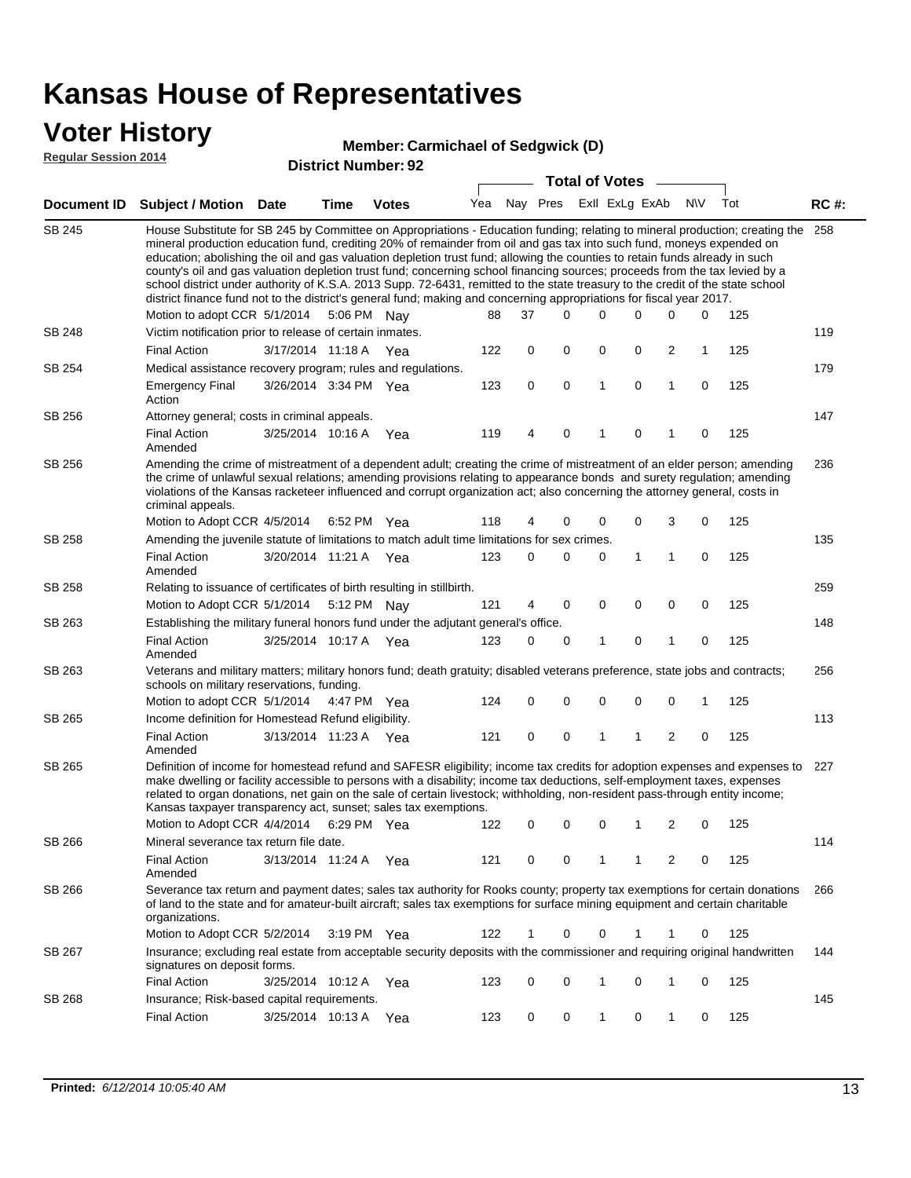# Kansas House of Representatives

## Voter History

**Regular Session 2014**

**Member: Carmichael of Sedgwick (D)**

**District Number: 92**

| Document ID | Subject / Motion | Date | Time | Votes | Yea | Nay | Pres | ExII | ExLg | ExAb | N\V | Tot | RC #: |
|---|---|---|---|---|---|---|---|---|---|---|---|---|---|
| SB 245 | House Substitute for SB 245 by Committee on Appropriations - Education funding; relating to mineral production; creating the mineral production education fund, crediting 20% of remainder from oil and gas tax into such fund, moneys expended on education; abolishing the oil and gas valuation depletion trust fund; allowing the counties to retain funds already in such county's oil and gas valuation depletion trust fund; concerning school financing sources; proceeds from the tax levied by a school district under authority of K.S.A. 2013 Supp. 72-6431, remitted to the state treasury to the credit of the state school district finance fund not to the district's general fund; making and concerning appropriations for fiscal year 2017. | | | | | | | | | | | | 258 |
| | Motion to adopt CCR | 5/1/2014 | 5:06 PM | Nay | 88 | 37 | 0 | 0 | 0 | 0 | 0 | 125 | |
| SB 248 | Victim notification prior to release of certain inmates. | | | | | | | | | | | | 119 |
| | Final Action | 3/17/2014 | 11:18 A | Yea | 122 | 0 | 0 | 0 | 0 | 2 | 1 | 125 | |
| SB 254 | Medical assistance recovery program; rules and regulations. | | | | | | | | | | | | 179 |
| | Emergency Final Action | 3/26/2014 | 3:34 PM | Yea | 123 | 0 | 0 | 1 | 0 | 1 | 0 | 125 | |
| SB 256 | Attorney general; costs in criminal appeals. | | | | | | | | | | | | 147 |
| | Final Action Amended | 3/25/2014 | 10:16 A | Yea | 119 | 4 | 0 | 1 | 0 | 1 | 0 | 125 | |
| SB 256 | Amending the crime of mistreatment of a dependent adult; creating the crime of mistreatment of an elder person; amending the crime of unlawful sexual relations; amending provisions relating to appearance bonds and surety regulation; amending violations of the Kansas racketeer influenced and corrupt organization act; also concerning the attorney general, costs in criminal appeals. | | | | | | | | | | | | 236 |
| | Motion to Adopt CCR | 4/5/2014 | 6:52 PM | Yea | 118 | 4 | 0 | 0 | 0 | 3 | 0 | 125 | |
| SB 258 | Amending the juvenile statute of limitations to match adult time limitations for sex crimes. | | | | | | | | | | | | 135 |
| | Final Action Amended | 3/20/2014 | 11:21 A | Yea | 123 | 0 | 0 | 0 | 1 | 1 | 0 | 125 | |
| SB 258 | Relating to issuance of certificates of birth resulting in stillbirth. | | | | | | | | | | | | 259 |
| | Motion to Adopt CCR | 5/1/2014 | 5:12 PM | Nay | 121 | 4 | 0 | 0 | 0 | 0 | 0 | 125 | |
| SB 263 | Establishing the military funeral honors fund under the adjutant general's office. | | | | | | | | | | | | 148 |
| | Final Action Amended | 3/25/2014 | 10:17 A | Yea | 123 | 0 | 0 | 1 | 0 | 1 | 0 | 125 | |
| SB 263 | Veterans and military matters; military honors fund; death gratuity; disabled veterans preference, state jobs and contracts; schools on military reservations, funding. | | | | | | | | | | | | 256 |
| | Motion to adopt CCR | 5/1/2014 | 4:47 PM | Yea | 124 | 0 | 0 | 0 | 0 | 0 | 1 | 125 | |
| SB 265 | Income definition for Homestead Refund eligibility. | | | | | | | | | | | | 113 |
| | Final Action Amended | 3/13/2014 | 11:23 A | Yea | 121 | 0 | 0 | 1 | 1 | 2 | 0 | 125 | |
| SB 265 | Definition of income for homestead refund and SAFESR eligibility; income tax credits for adoption expenses and expenses to make dwelling or facility accessible to persons with a disability; income tax deductions, self-employment taxes, expenses related to organ donations, net gain on the sale of certain livestock; withholding, non-resident pass-through entity income; Kansas taxpayer transparency act, sunset; sales tax exemptions. | | | | | | | | | | | | 227 |
| | Motion to Adopt CCR | 4/4/2014 | 6:29 PM | Yea | 122 | 0 | 0 | 0 | 1 | 2 | 0 | 125 | |
| SB 266 | Mineral severance tax return file date. | | | | | | | | | | | | 114 |
| | Final Action Amended | 3/13/2014 | 11:24 A | Yea | 121 | 0 | 0 | 1 | 1 | 2 | 0 | 125 | |
| SB 266 | Severance tax return and payment dates; sales tax authority for Rooks county; property tax exemptions for certain donations of land to the state and for amateur-built aircraft; sales tax exemptions for surface mining equipment and certain charitable organizations. | | | | | | | | | | | | 266 |
| | Motion to Adopt CCR | 5/2/2014 | 3:19 PM | Yea | 122 | 1 | 0 | 0 | 1 | 1 | 0 | 125 | |
| SB 267 | Insurance; excluding real estate from acceptable security deposits with the commissioner and requiring original handwritten signatures on deposit forms. | | | | | | | | | | | | 144 |
| | Final Action | 3/25/2014 | 10:12 A | Yea | 123 | 0 | 0 | 1 | 0 | 1 | 0 | 125 | |
| SB 268 | Insurance; Risk-based capital requirements. | | | | | | | | | | | | 145 |
| | Final Action | 3/25/2014 | 10:13 A | Yea | 123 | 0 | 0 | 1 | 0 | 1 | 0 | 125 | |

**Printed:** *6/12/2014 10:05:40 AM*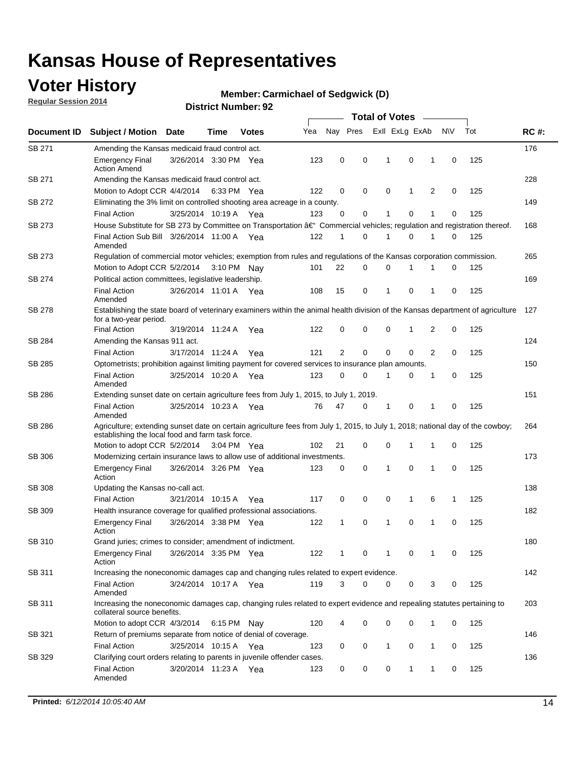# Kansas House of Representatives

## Voter History

**Regular Session 2014**

**Member: Carmichael of Sedgwick (D)**

**District Number: 92**

| Document ID | Subject / Motion | Date | Time | Votes | Yea | Nay | Pres | ExII | ExLg | ExAb | N\V | Tot | RC #: |
|---|---|---|---|---|---|---|---|---|---|---|---|---|---|
| SB 271 | Amending the Kansas medicaid fraud control act. | | | | | | | | | | | | 176 |
| | Emergency Final Action Amend | 3/26/2014 | 3:30 PM | Yea | 123 | 0 | 0 | 1 | 0 | 1 | 0 | 125 | |
| SB 271 | Amending the Kansas medicaid fraud control act. | | | | | | | | | | | | 228 |
| | Motion to Adopt CCR | 4/4/2014 | 6:33 PM | Yea | 122 | 0 | 0 | 0 | 1 | 2 | 0 | 125 | |
| SB 272 | Eliminating the 3% limit on controlled shooting area acreage in a county. | | | | | | | | | | | | 149 |
| | Final Action | 3/25/2014 | 10:19 A | Yea | 123 | 0 | 0 | 1 | 0 | 1 | 0 | 125 | |
| SB 273 | House Substitute for SB 273 by Committee on Transportation â€" Commercial vehicles; regulation and registration thereof. | | | | | | | | | | | | 168 |
| | Final Action Sub Bill Amended | 3/26/2014 | 11:00 A | Yea | 122 | 1 | 0 | 1 | 0 | 1 | 0 | 125 | |
| SB 273 | Regulation of commercial motor vehicles; exemption from rules and regulations of the Kansas corporation commission. | | | | | | | | | | | | 265 |
| | Motion to Adopt CCR | 5/2/2014 | 3:10 PM | Nay | 101 | 22 | 0 | 0 | 1 | 1 | 0 | 125 | |
| SB 274 | Political action committees, legislative leadership. | | | | | | | | | | | | 169 |
| | Final Action Amended | 3/26/2014 | 11:01 A | Yea | 108 | 15 | 0 | 1 | 0 | 1 | 0 | 125 | |
| SB 278 | Establishing the state board of veterinary examiners within the animal health division of the Kansas department of agriculture for a two-year period. | | | | | | | | | | | | 127 |
| | Final Action | 3/19/2014 | 11:24 A | Yea | 122 | 0 | 0 | 0 | 1 | 2 | 0 | 125 | |
| SB 284 | Amending the Kansas 911 act. | | | | | | | | | | | | 124 |
| | Final Action | 3/17/2014 | 11:24 A | Yea | 121 | 2 | 0 | 0 | 0 | 2 | 0 | 125 | |
| SB 285 | Optometrists; prohibition against limiting payment for covered services to insurance plan amounts. | | | | | | | | | | | | 150 |
| | Final Action Amended | 3/25/2014 | 10:20 A | Yea | 123 | 0 | 0 | 1 | 0 | 1 | 0 | 125 | |
| SB 286 | Extending sunset date on certain agriculture fees from July 1, 2015, to July 1, 2019. | | | | | | | | | | | | 151 |
| | Final Action Amended | 3/25/2014 | 10:23 A | Yea | 76 | 47 | 0 | 1 | 0 | 1 | 0 | 125 | |
| SB 286 | Agriculture; extending sunset date on certain agriculture fees from July 1, 2015, to July 1, 2018; national day of the cowboy; establishing the local food and farm task force. | | | | | | | | | | | | 264 |
| | Motion to adopt CCR | 5/2/2014 | 3:04 PM | Yea | 102 | 21 | 0 | 0 | 1 | 1 | 0 | 125 | |
| SB 306 | Modernizing certain insurance laws to allow use of additional investments. | | | | | | | | | | | | 173 |
| | Emergency Final Action | 3/26/2014 | 3:26 PM | Yea | 123 | 0 | 0 | 1 | 0 | 1 | 0 | 125 | |
| SB 308 | Updating the Kansas no-call act. | | | | | | | | | | | | 138 |
| | Final Action | 3/21/2014 | 10:15 A | Yea | 117 | 0 | 0 | 0 | 1 | 6 | 1 | 125 | |
| SB 309 | Health insurance coverage for qualified professional associations. | | | | | | | | | | | | 182 |
| | Emergency Final Action | 3/26/2014 | 3:38 PM | Yea | 122 | 1 | 0 | 1 | 0 | 1 | 0 | 125 | |
| SB 310 | Grand juries; crimes to consider; amendment of indictment. | | | | | | | | | | | | 180 |
| | Emergency Final Action | 3/26/2014 | 3:35 PM | Yea | 122 | 1 | 0 | 1 | 0 | 1 | 0 | 125 | |
| SB 311 | Increasing the noneconomic damages cap and changing rules related to expert evidence. | | | | | | | | | | | | 142 |
| | Final Action Amended | 3/24/2014 | 10:17 A | Yea | 119 | 3 | 0 | 0 | 0 | 3 | 0 | 125 | |
| SB 311 | Increasing the noneconomic damages cap, changing rules related to expert evidence and repealing statutes pertaining to collateral source benefits. | | | | | | | | | | | | 203 |
| | Motion to adopt CCR | 4/3/2014 | 6:15 PM | Nay | 120 | 4 | 0 | 0 | 0 | 1 | 0 | 125 | |
| SB 321 | Return of premiums separate from notice of denial of coverage. | | | | | | | | | | | | 146 |
| | Final Action | 3/25/2014 | 10:15 A | Yea | 123 | 0 | 0 | 1 | 0 | 1 | 0 | 125 | |
| SB 329 | Clarifying court orders relating to parents in juvenile offender cases. | | | | | | | | | | | | 136 |
| | Final Action Amended | 3/20/2014 | 11:23 A | Yea | 123 | 0 | 0 | 0 | 1 | 1 | 0 | 125 | |

**Printed:** *6/12/2014 10:05:40 AM*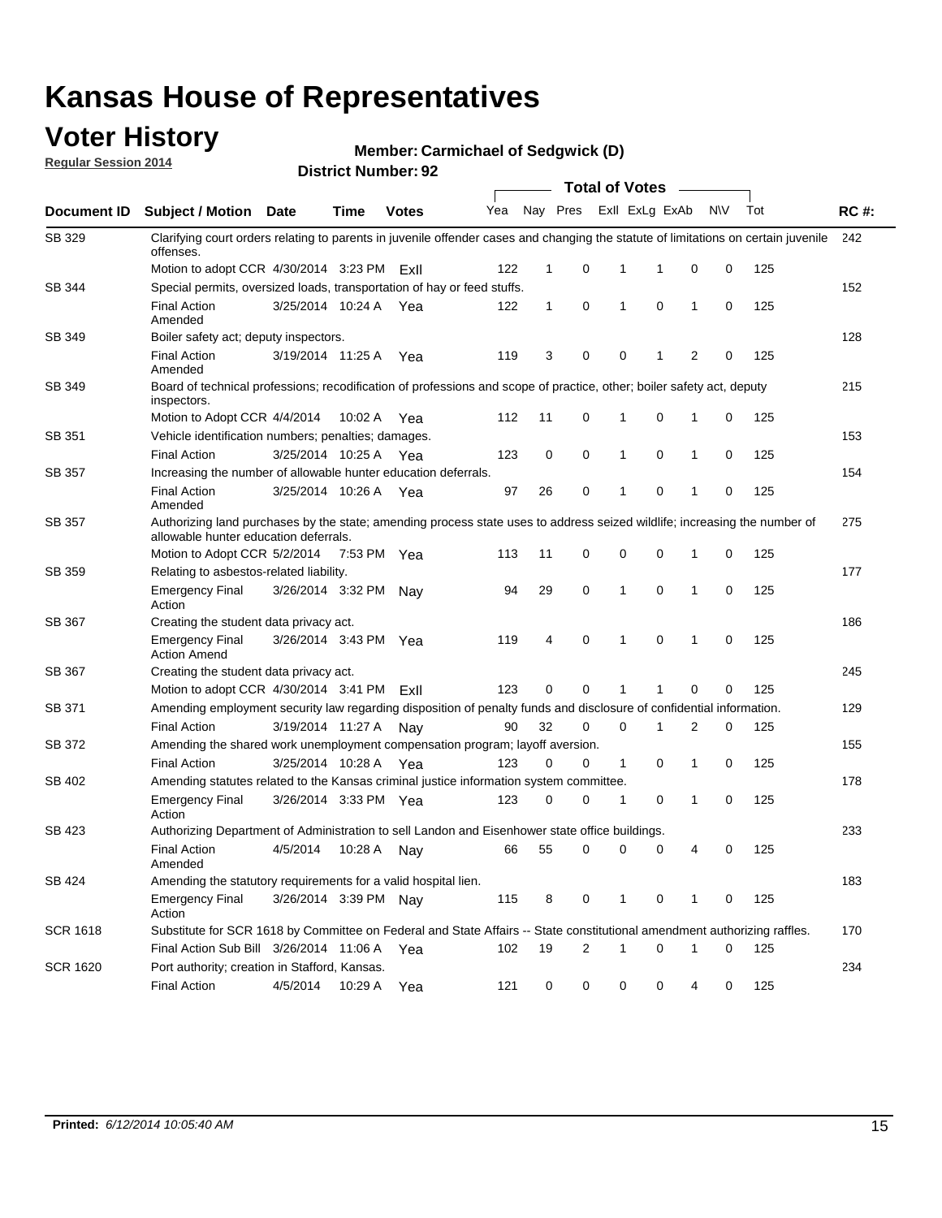# Kansas House of Representatives

## Voter History

**Regular Session 2014**

**Member: Carmichael of Sedgwick (D)**

**District Number: 92**

| Document ID | Subject / Motion | Date | Time | Votes | Yea | Nay | Pres | ExII | ExLg | ExAb | N\V | Tot | RC #: |
|---|---|---|---|---|---|---|---|---|---|---|---|---|---|
| SB 329 | Clarifying court orders relating to parents in juvenile offender cases and changing the statute of limitations on certain juvenile offenses. | | | | | | | | | | | | 242 |
| | Motion to adopt CCR | 4/30/2014 | 3:23 PM | ExII | 122 | 1 | 0 | 1 | 1 | 0 | 0 | 125 | |
| SB 344 | Special permits, oversized loads, transportation of hay or feed stuffs. | | | | | | | | | | | | 152 |
| | Final Action Amended | 3/25/2014 | 10:24 A | Yea | 122 | 1 | 0 | 1 | 0 | 1 | 0 | 125 | |
| SB 349 | Boiler safety act; deputy inspectors. | | | | | | | | | | | | 128 |
| | Final Action Amended | 3/19/2014 | 11:25 A | Yea | 119 | 3 | 0 | 0 | 1 | 2 | 0 | 125 | |
| SB 349 | Board of technical professions; recodification of professions and scope of practice, other; boiler safety act, deputy inspectors. | | | | | | | | | | | | 215 |
| | Motion to Adopt CCR | 4/4/2014 | 10:02 A | Yea | 112 | 11 | 0 | 1 | 0 | 1 | 0 | 125 | |
| SB 351 | Vehicle identification numbers; penalties; damages. | | | | | | | | | | | | 153 |
| | Final Action | 3/25/2014 | 10:25 A | Yea | 123 | 0 | 0 | 1 | 0 | 1 | 0 | 125 | |
| SB 357 | Increasing the number of allowable hunter education deferrals. | | | | | | | | | | | | 154 |
| | Final Action Amended | 3/25/2014 | 10:26 A | Yea | 97 | 26 | 0 | 1 | 0 | 1 | 0 | 125 | |
| SB 357 | Authorizing land purchases by the state; amending process state uses to address seized wildlife; increasing the number of allowable hunter education deferrals. | | | | | | | | | | | | 275 |
| | Motion to Adopt CCR | 5/2/2014 | 7:53 PM | Yea | 113 | 11 | 0 | 0 | 0 | 1 | 0 | 125 | |
| SB 359 | Relating to asbestos-related liability. | | | | | | | | | | | | 177 |
| | Emergency Final Action | 3/26/2014 | 3:32 PM | Nay | 94 | 29 | 0 | 1 | 0 | 1 | 0 | 125 | |
| SB 367 | Creating the student data privacy act. | | | | | | | | | | | | 186 |
| | Emergency Final Action Amend | 3/26/2014 | 3:43 PM | Yea | 119 | 4 | 0 | 1 | 0 | 1 | 0 | 125 | |
| SB 367 | Creating the student data privacy act. | | | | | | | | | | | | 245 |
| | Motion to adopt CCR | 4/30/2014 | 3:41 PM | ExII | 123 | 0 | 0 | 1 | 1 | 0 | 0 | 125 | |
| SB 371 | Amending employment security law regarding disposition of penalty funds and disclosure of confidential information. | | | | | | | | | | | | 129 |
| | Final Action | 3/19/2014 | 11:27 A | Nay | 90 | 32 | 0 | 0 | 1 | 2 | 0 | 125 | |
| SB 372 | Amending the shared work unemployment compensation program; layoff aversion. | | | | | | | | | | | | 155 |
| | Final Action | 3/25/2014 | 10:28 A | Yea | 123 | 0 | 0 | 1 | 0 | 1 | 0 | 125 | |
| SB 402 | Amending statutes related to the Kansas criminal justice information system committee. | | | | | | | | | | | | 178 |
| | Emergency Final Action | 3/26/2014 | 3:33 PM | Yea | 123 | 0 | 0 | 1 | 0 | 1 | 0 | 125 | |
| SB 423 | Authorizing Department of Administration to sell Landon and Eisenhower state office buildings. | | | | | | | | | | | | 233 |
| | Final Action Amended | 4/5/2014 | 10:28 A | Nay | 66 | 55 | 0 | 0 | 0 | 4 | 0 | 125 | |
| SB 424 | Amending the statutory requirements for a valid hospital lien. | | | | | | | | | | | | 183 |
| | Emergency Final Action | 3/26/2014 | 3:39 PM | Nay | 115 | 8 | 0 | 1 | 0 | 1 | 0 | 125 | |
| SCR 1618 | Substitute for SCR 1618 by Committee on Federal and State Affairs -- State constitutional amendment authorizing raffles. | | | | | | | | | | | | 170 |
| | Final Action Sub Bill | 3/26/2014 | 11:06 A | Yea | 102 | 19 | 2 | 1 | 0 | 1 | 0 | 125 | |
| SCR 1620 | Port authority; creation in Stafford, Kansas. | | | | | | | | | | | | 234 |
| | Final Action | 4/5/2014 | 10:29 A | Yea | 121 | 0 | 0 | 0 | 0 | 4 | 0 | 125 | |

**Printed:** *6/12/2014 10:05:40 AM*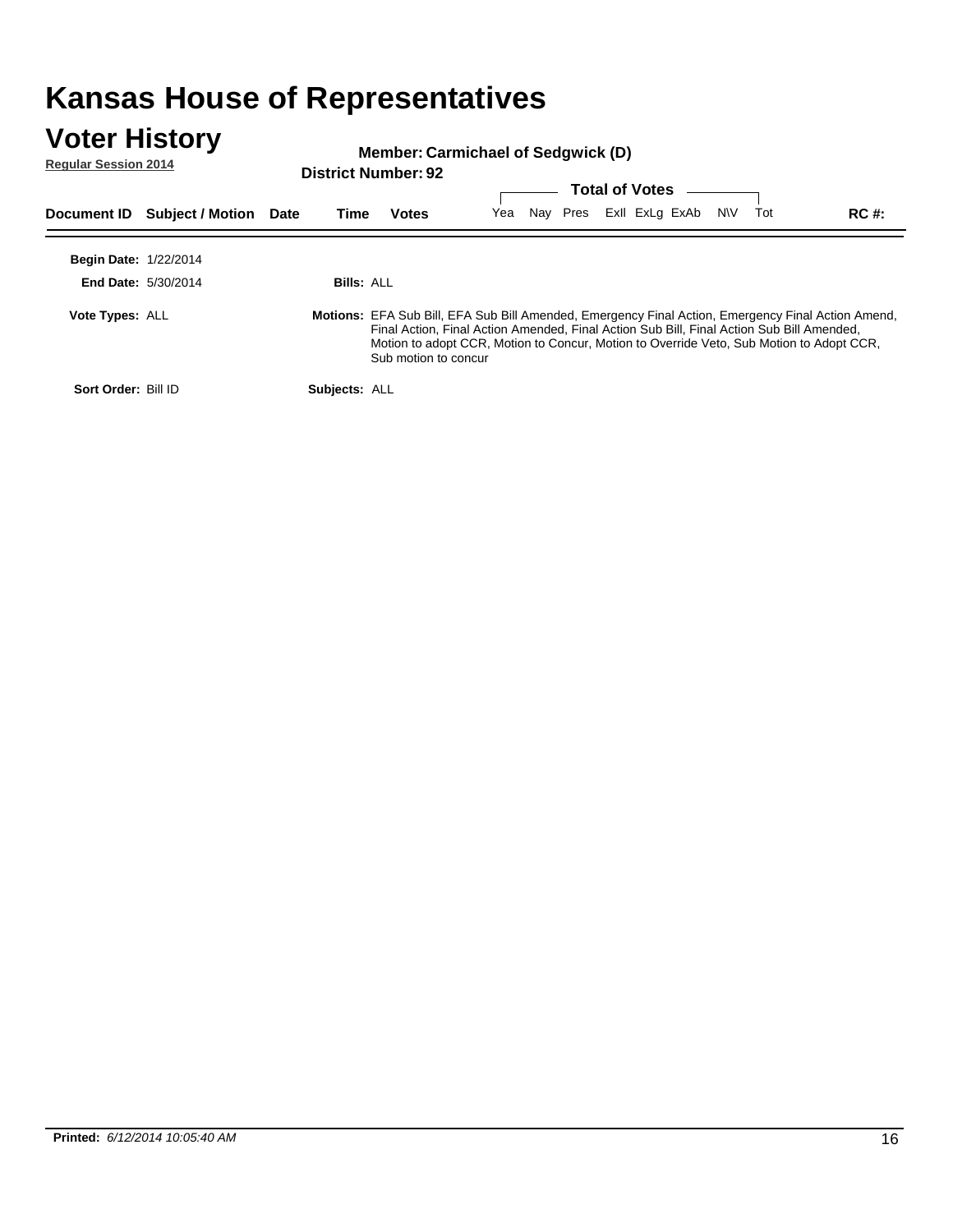# Kansas House of Representatives

## Voter History

**Regular Session 2014**

**Member: Carmichael of Sedgwick (D)**

**District Number: 92**

| Document ID | Subject / Motion | Date | Time | Votes | Total of Votes Yea | Nay | Pres | ExIl | ExLg | ExAb | N\V | Tot | RC #: |
|---|---|---|---|---|---|---|---|---|---|---|---|---|---|

**Begin Date:** 1/22/2014

**End Date:** 5/30/2014

**Bills:** ALL

**Vote Types:** ALL

**Motions:** EFA Sub Bill, EFA Sub Bill Amended, Emergency Final Action, Emergency Final Action Amend, Final Action, Final Action Amended, Final Action Sub Bill, Final Action Sub Bill Amended, Motion to adopt CCR, Motion to Concur, Motion to Override Veto, Sub Motion to Adopt CCR, Sub motion to concur

**Sort Order:** Bill ID

**Subjects:** ALL

**Printed:** *6/12/2014 10:05:40 AM*